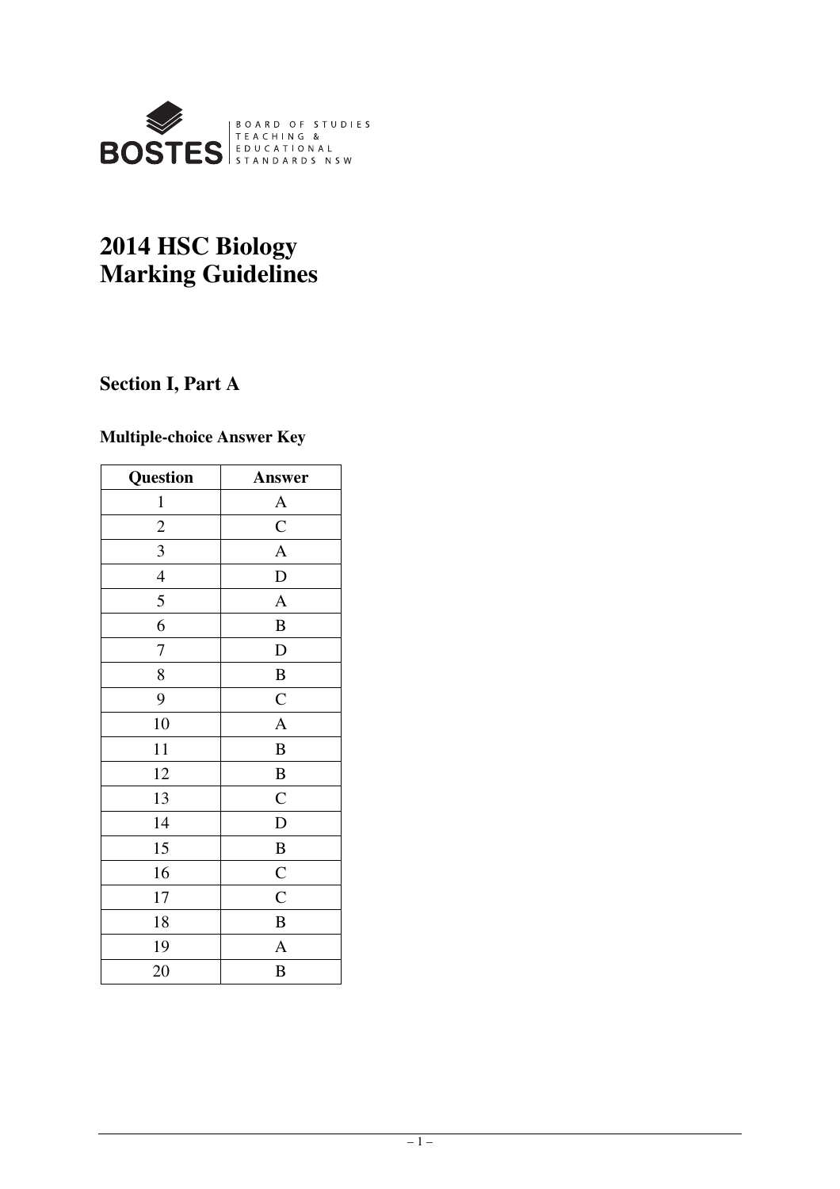BOSTES | BOARD OF STUDIES TEACHING & EDUCATIONAL STANDARDS NSW

# 2014 HSC Biology Marking Guidelines

## Section I, Part A

### Multiple-choice Answer Key

| Question | Answer |
|---|---|
| 1 | A |
| 2 | C |
| 3 | A |
| 4 | D |
| 5 | A |
| 6 | B |
| 7 | D |
| 8 | B |
| 9 | C |
| 10 | A |
| 11 | B |
| 12 | B |
| 13 | C |
| 14 | D |
| 15 | B |
| 16 | C |
| 17 | C |
| 18 | B |
| 19 | A |
| 20 | B |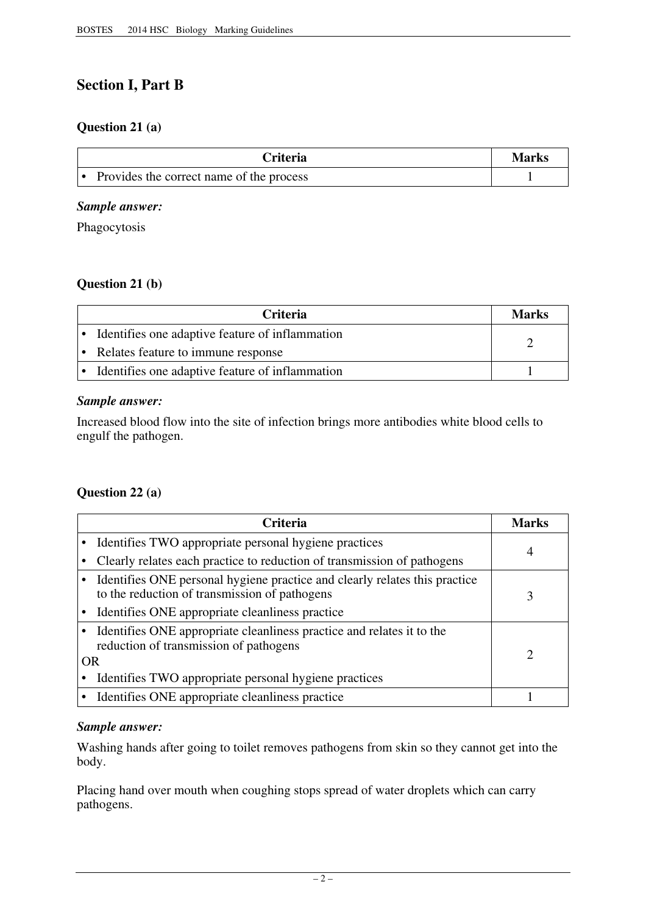## Section I, Part B

### Question 21 (a)

| Criteria | Marks |
|---|---|
| • Provides the correct name of the process | 1 |

***Sample answer:***

Phagocytosis

### Question 21 (b)

| Criteria | Marks |
|---|---|
| • Identifies one adaptive feature of inflammation<br>• Relates feature to immune response | 2 |
| • Identifies one adaptive feature of inflammation | 1 |

***Sample answer:***

Increased blood flow into the site of infection brings more antibodies white blood cells to engulf the pathogen.

### Question 22 (a)

| Criteria | Marks |
|---|---|
| • Identifies TWO appropriate personal hygiene practices<br>• Clearly relates each practice to reduction of transmission of pathogens | 4 |
| • Identifies ONE personal hygiene practice and clearly relates this practice to the reduction of transmission of pathogens<br>• Identifies ONE appropriate cleanliness practice | 3 |
| • Identifies ONE appropriate cleanliness practice and relates it to the reduction of transmission of pathogens<br>OR<br>• Identifies TWO appropriate personal hygiene practices | 2 |
| • Identifies ONE appropriate cleanliness practice | 1 |

***Sample answer:***

Washing hands after going to toilet removes pathogens from skin so they cannot get into the body.

Placing hand over mouth when coughing stops spread of water droplets which can carry pathogens.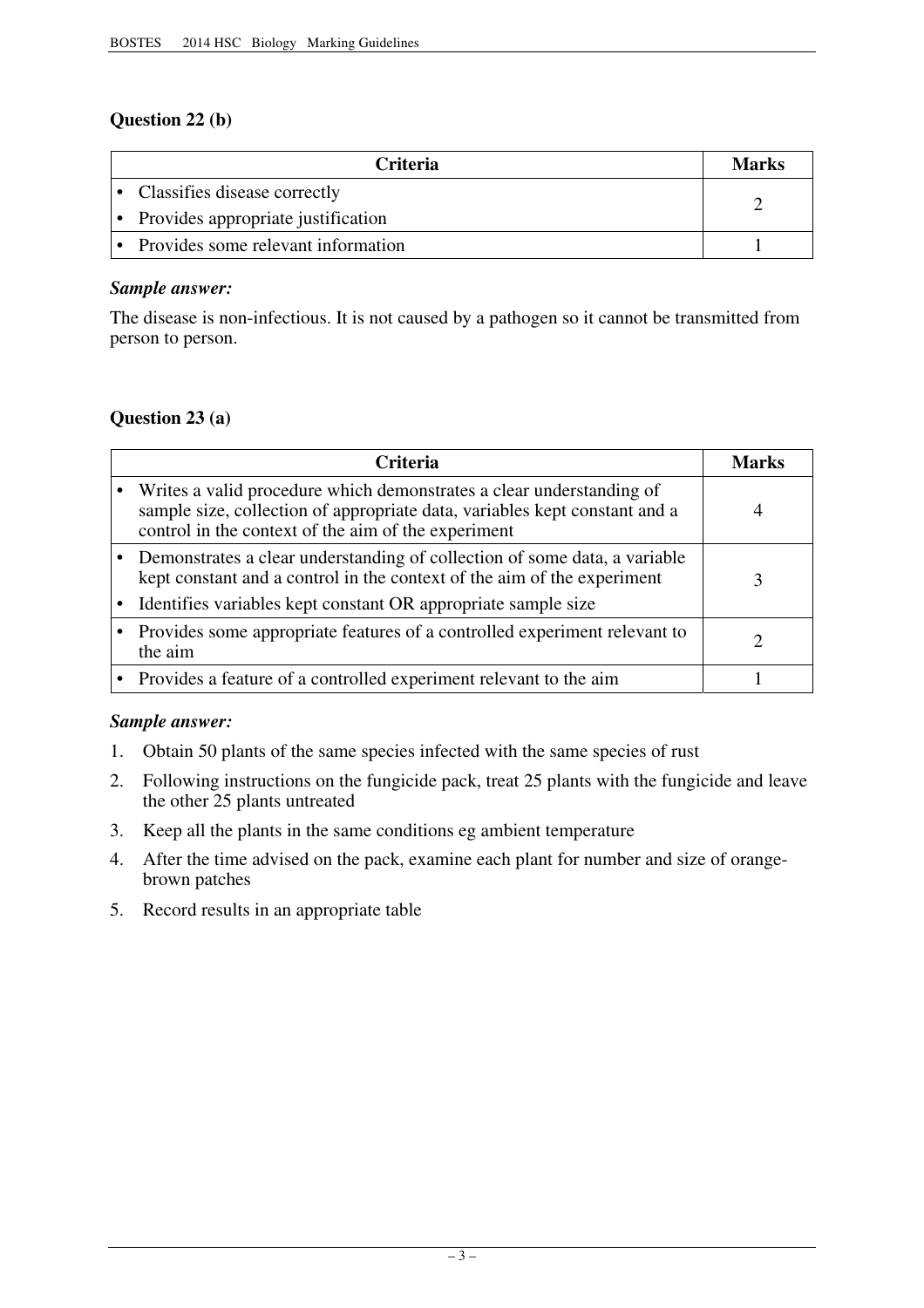## Question 22 (b)

| Criteria | Marks |
|---|---|
| • Classifies disease correctly<br>• Provides appropriate justification | 2 |
| • Provides some relevant information | 1 |

***Sample answer:***

The disease is non-infectious. It is not caused by a pathogen so it cannot be transmitted from person to person.

## Question 23 (a)

| Criteria | Marks |
|---|---|
| • Writes a valid procedure which demonstrates a clear understanding of sample size, collection of appropriate data, variables kept constant and a control in the context of the aim of the experiment | 4 |
| • Demonstrates a clear understanding of collection of some data, a variable kept constant and a control in the context of the aim of the experiment<br>• Identifies variables kept constant OR appropriate sample size | 3 |
| • Provides some appropriate features of a controlled experiment relevant to the aim | 2 |
| • Provides a feature of a controlled experiment relevant to the aim | 1 |

***Sample answer:***

1. Obtain 50 plants of the same species infected with the same species of rust
2. Following instructions on the fungicide pack, treat 25 plants with the fungicide and leave the other 25 plants untreated
3. Keep all the plants in the same conditions eg ambient temperature
4. After the time advised on the pack, examine each plant for number and size of orange-brown patches
5. Record results in an appropriate table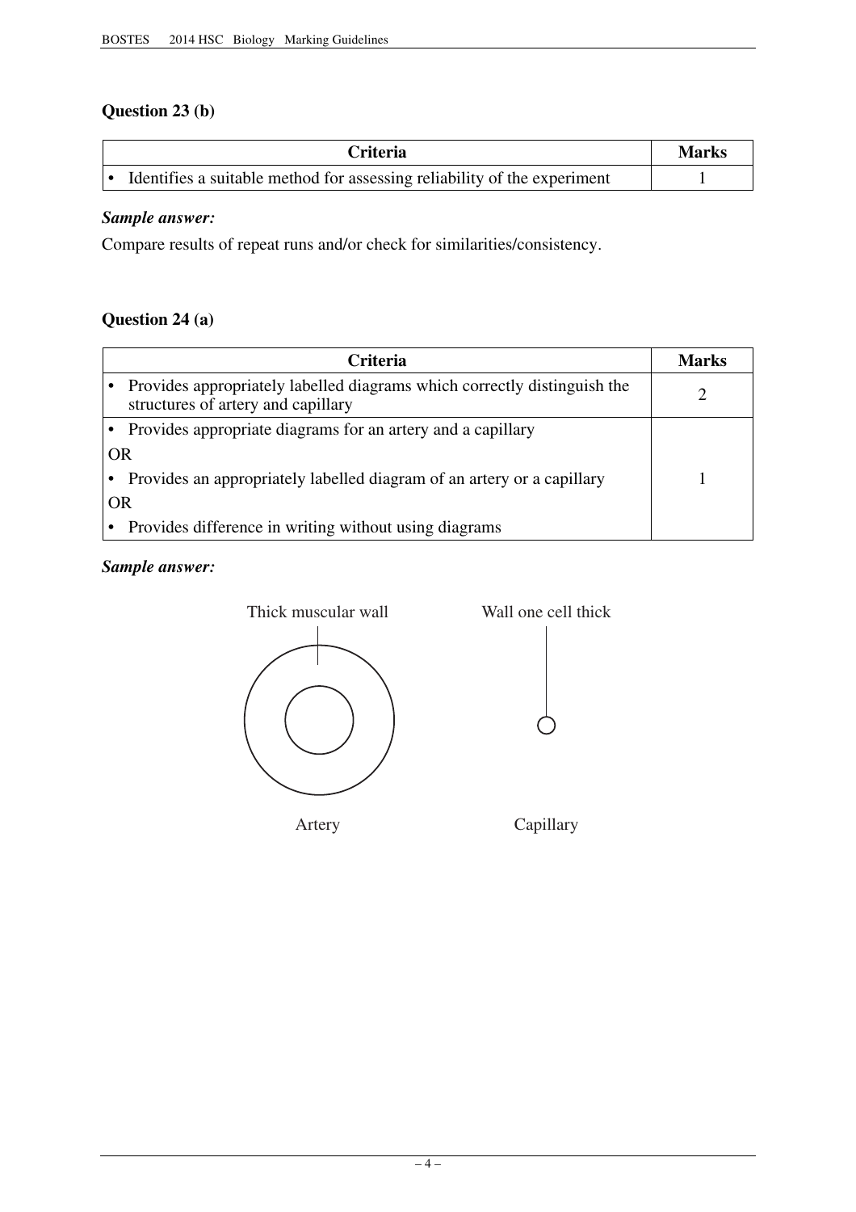## Question 23 (b)

| Criteria | Marks |
| --- | --- |
| • Identifies a suitable method for assessing reliability of the experiment | 1 |

***Sample answer:***

Compare results of repeat runs and/or check for similarities/consistency.

## Question 24 (a)

| Criteria | Marks |
| --- | --- |
| • Provides appropriately labelled diagrams which correctly distinguish the structures of artery and capillary | 2 |
| • Provides appropriate diagrams for an artery and a capillary<br>OR<br>• Provides an appropriately labelled diagram of an artery or a capillary<br>OR<br>• Provides difference in writing without using diagrams | 1 |

***Sample answer:***

Thick muscular wall

Artery

Wall one cell thick

Capillary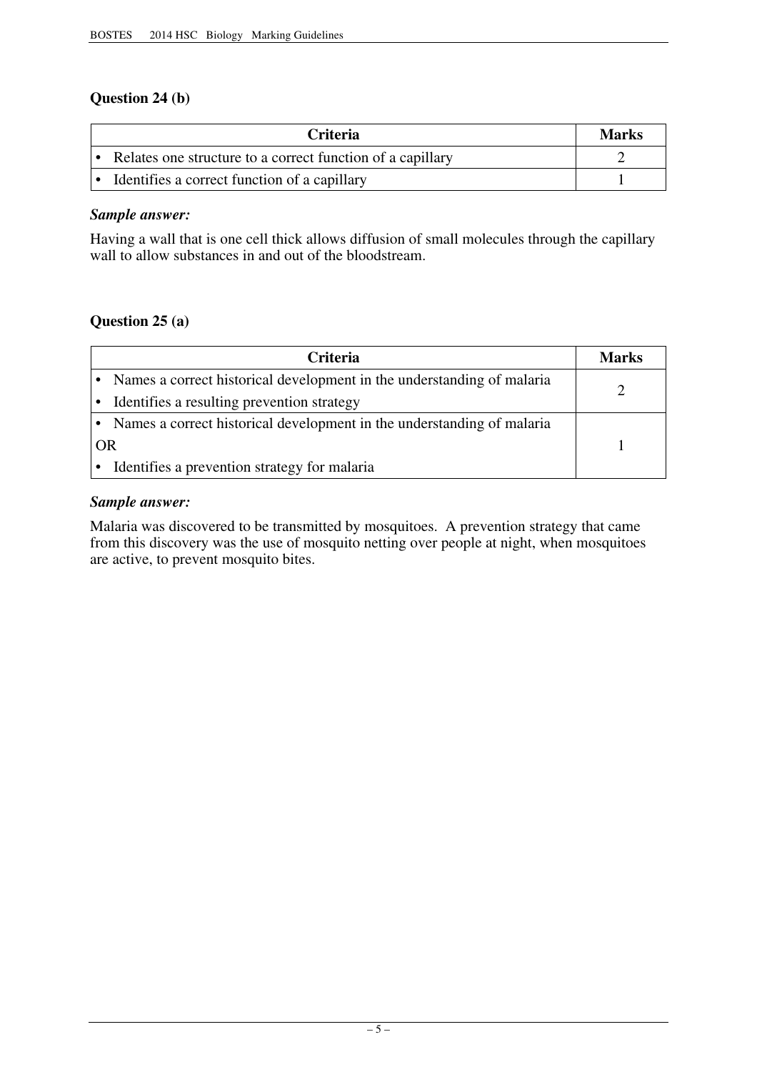### Question 24 (b)

| Criteria | Marks |
|---|---|
| • Relates one structure to a correct function of a capillary | 2 |
| • Identifies a correct function of a capillary | 1 |

***Sample answer:***

Having a wall that is one cell thick allows diffusion of small molecules through the capillary wall to allow substances in and out of the bloodstream.

### Question 25 (a)

| Criteria | Marks |
|---|---|
| • Names a correct historical development in the understanding of malaria<br>• Identifies a resulting prevention strategy | 2 |
| • Names a correct historical development in the understanding of malaria<br>OR<br>• Identifies a prevention strategy for malaria | 1 |

***Sample answer:***

Malaria was discovered to be transmitted by mosquitoes. A prevention strategy that came from this discovery was the use of mosquito netting over people at night, when mosquitoes are active, to prevent mosquito bites.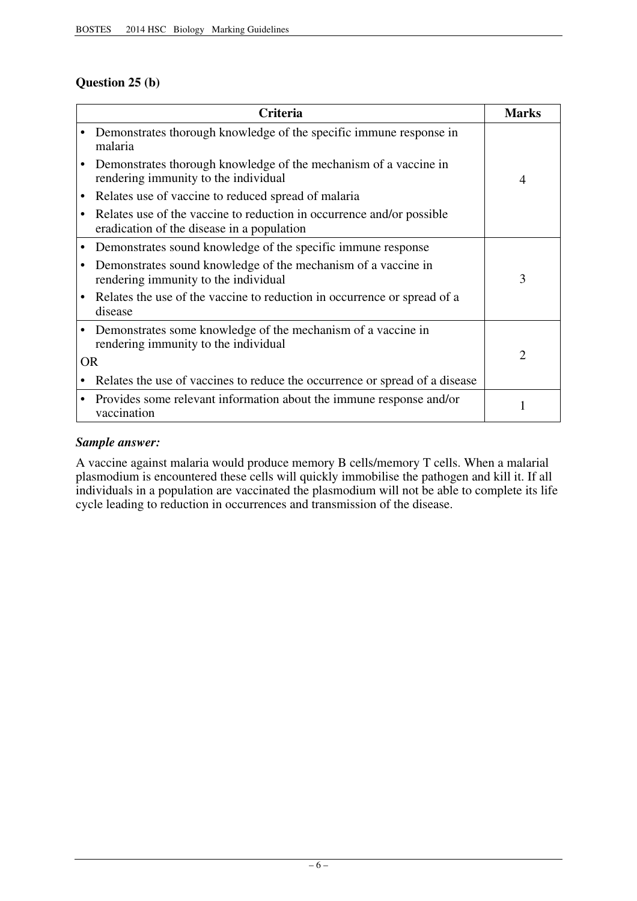## Question 25 (b)

| Criteria | Marks |
|---|---|
| • Demonstrates thorough knowledge of the specific immune response in malaria<br>• Demonstrates thorough knowledge of the mechanism of a vaccine in rendering immunity to the individual<br>• Relates use of vaccine to reduced spread of malaria<br>• Relates use of the vaccine to reduction in occurrence and/or possible eradication of the disease in a population | 4 |
| • Demonstrates sound knowledge of the specific immune response<br>• Demonstrates sound knowledge of the mechanism of a vaccine in rendering immunity to the individual<br>• Relates the use of the vaccine to reduction in occurrence or spread of a disease | 3 |
| • Demonstrates some knowledge of the mechanism of a vaccine in rendering immunity to the individual<br>OR<br>• Relates the use of vaccines to reduce the occurrence or spread of a disease | 2 |
| • Provides some relevant information about the immune response and/or vaccination | 1 |

***Sample answer:***

A vaccine against malaria would produce memory B cells/memory T cells. When a malarial plasmodium is encountered these cells will quickly immobilise the pathogen and kill it. If all individuals in a population are vaccinated the plasmodium will not be able to complete its life cycle leading to reduction in occurrences and transmission of the disease.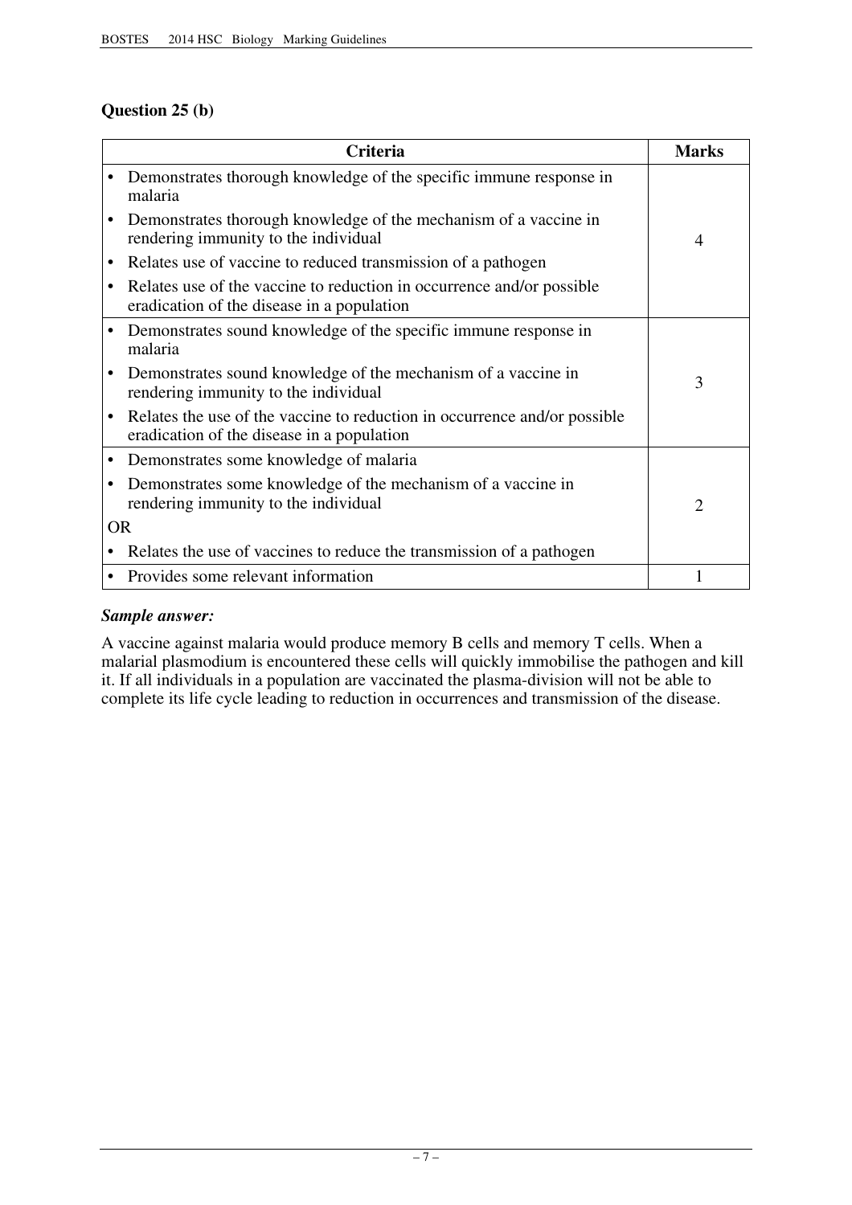## Question 25 (b)

| Criteria | Marks |
|---|---|
| • Demonstrates thorough knowledge of the specific immune response in malaria<br>• Demonstrates thorough knowledge of the mechanism of a vaccine in rendering immunity to the individual<br>• Relates use of vaccine to reduced transmission of a pathogen<br>• Relates use of the vaccine to reduction in occurrence and/or possible eradication of the disease in a population | 4 |
| • Demonstrates sound knowledge of the specific immune response in malaria<br>• Demonstrates sound knowledge of the mechanism of a vaccine in rendering immunity to the individual<br>• Relates the use of the vaccine to reduction in occurrence and/or possible eradication of the disease in a population | 3 |
| • Demonstrates some knowledge of malaria<br>• Demonstrates some knowledge of the mechanism of a vaccine in rendering immunity to the individual<br>OR<br>• Relates the use of vaccines to reduce the transmission of a pathogen | 2 |
| • Provides some relevant information | 1 |

***Sample answer:***

A vaccine against malaria would produce memory B cells and memory T cells. When a malarial plasmodium is encountered these cells will quickly immobilise the pathogen and kill it. If all individuals in a population are vaccinated the plasma-division will not be able to complete its life cycle leading to reduction in occurrences and transmission of the disease.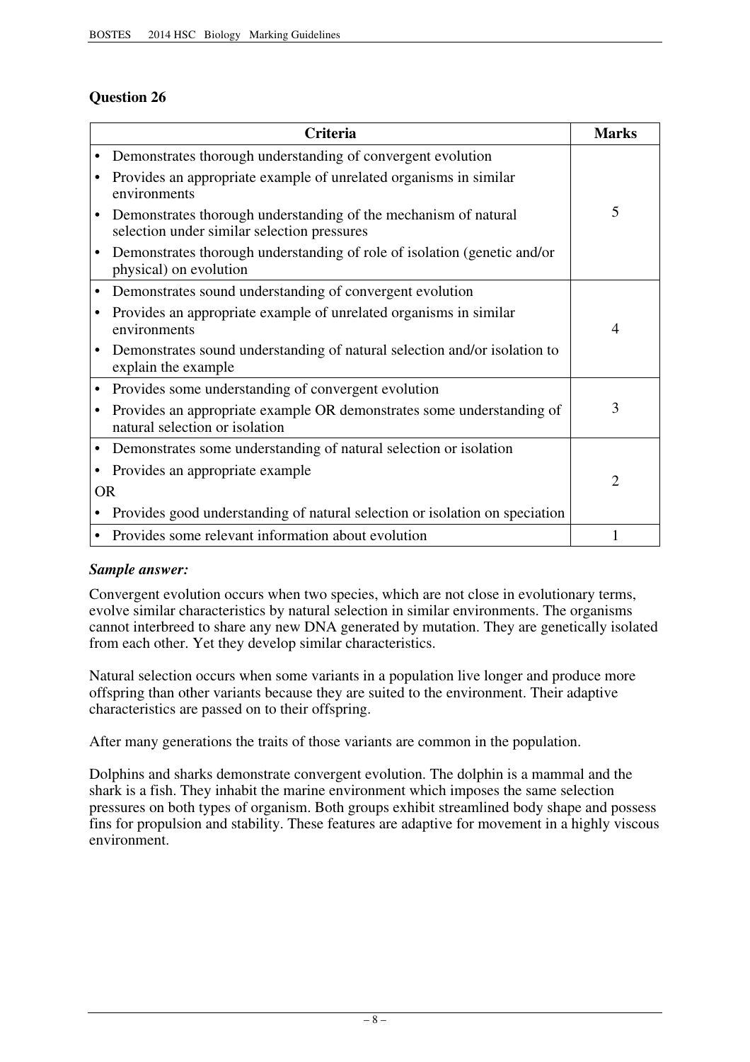## Question 26

| Criteria | Marks |
|---|---|
| • Demonstrates thorough understanding of convergent evolution<br>• Provides an appropriate example of unrelated organisms in similar environments<br>• Demonstrates thorough understanding of the mechanism of natural selection under similar selection pressures<br>• Demonstrates thorough understanding of role of isolation (genetic and/or physical) on evolution | 5 |
| • Demonstrates sound understanding of convergent evolution<br>• Provides an appropriate example of unrelated organisms in similar environments<br>• Demonstrates sound understanding of natural selection and/or isolation to explain the example | 4 |
| • Provides some understanding of convergent evolution<br>• Provides an appropriate example OR demonstrates some understanding of natural selection or isolation | 3 |
| • Demonstrates some understanding of natural selection or isolation<br>• Provides an appropriate example<br>OR<br>• Provides good understanding of natural selection or isolation on speciation | 2 |
| • Provides some relevant information about evolution | 1 |

***Sample answer:***

Convergent evolution occurs when two species, which are not close in evolutionary terms, evolve similar characteristics by natural selection in similar environments. The organisms cannot interbreed to share any new DNA generated by mutation. They are genetically isolated from each other. Yet they develop similar characteristics.

Natural selection occurs when some variants in a population live longer and produce more offspring than other variants because they are suited to the environment. Their adaptive characteristics are passed on to their offspring.

After many generations the traits of those variants are common in the population.

Dolphins and sharks demonstrate convergent evolution. The dolphin is a mammal and the shark is a fish. They inhabit the marine environment which imposes the same selection pressures on both types of organism. Both groups exhibit streamlined body shape and possess fins for propulsion and stability. These features are adaptive for movement in a highly viscous environment.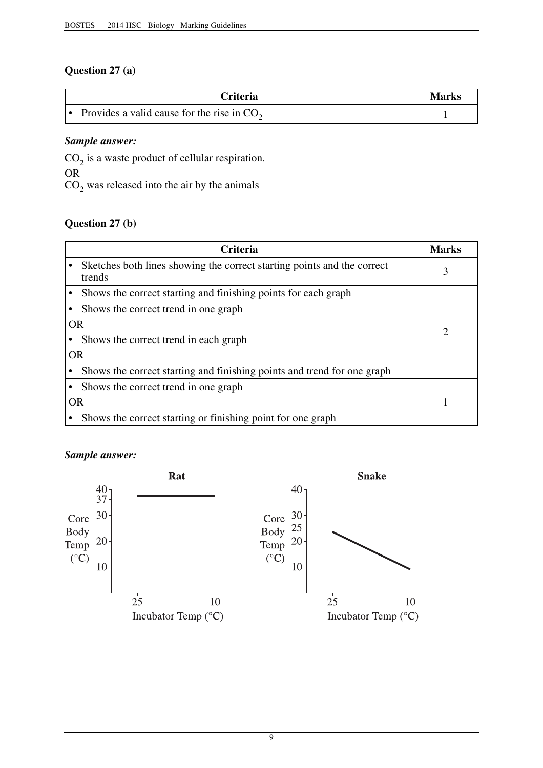## Question 27 (a)

| Criteria | Marks |
|---|---|
| • Provides a valid cause for the rise in $CO_2$ | 1 |

***Sample answer:***

$CO_2$ is a waste product of cellular respiration.

OR

$CO_2$ was released into the air by the animals

## Question 27 (b)

| Criteria | Marks |
|---|---|
| • Sketches both lines showing the correct starting points and the correct trends | 3 |
| • Shows the correct starting and finishing points for each graph<br>• Shows the correct trend in one graph<br>OR<br>• Shows the correct trend in each graph<br>OR<br>• Shows the correct starting and finishing points and trend for one graph | 2 |
| • Shows the correct trend in one graph<br>OR<br>• Shows the correct starting or finishing point for one graph | 1 |

***Sample answer:***

Rat

Core Body Temp (°C)

40
37
30
20
10

25
10

Incubator Temp (°C)

Snake

Core Body Temp (°C)

40
30
25
20
10

25
10

Incubator Temp (°C)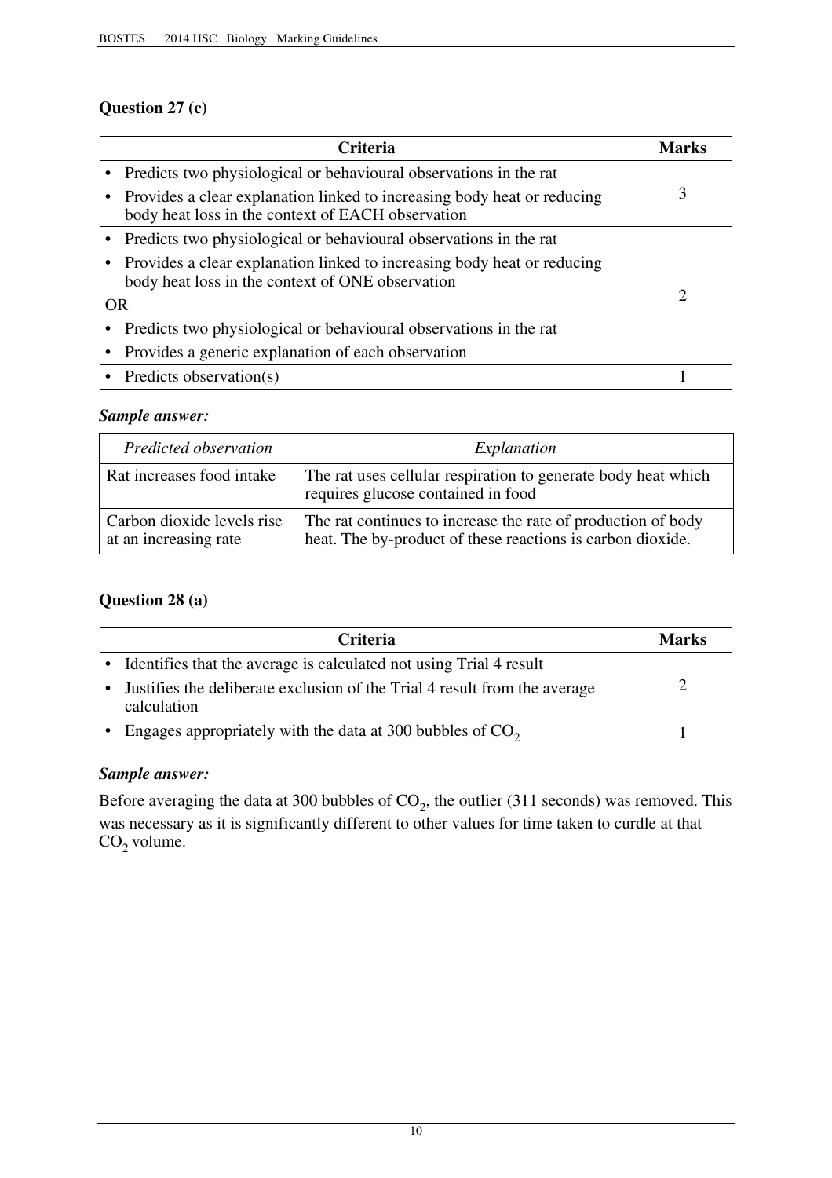### Question 27 (c)

| Criteria | Marks |
|---|---|
| • Predicts two physiological or behavioural observations in the rat<br>• Provides a clear explanation linked to increasing body heat or reducing body heat loss in the context of EACH observation | 3 |
| • Predicts two physiological or behavioural observations in the rat<br>• Provides a clear explanation linked to increasing body heat or reducing body heat loss in the context of ONE observation<br>OR<br>• Predicts two physiological or behavioural observations in the rat<br>• Provides a generic explanation of each observation | 2 |
| • Predicts observation(s) | 1 |

***Sample answer:***

| *Predicted observation* | *Explanation* |
|---|---|
| Rat increases food intake | The rat uses cellular respiration to generate body heat which requires glucose contained in food |
| Carbon dioxide levels rise at an increasing rate | The rat continues to increase the rate of production of body heat. The by-product of these reactions is carbon dioxide. |

### Question 28 (a)

| Criteria | Marks |
|---|---|
| • Identifies that the average is calculated not using Trial 4 result<br>• Justifies the deliberate exclusion of the Trial 4 result from the average calculation | 2 |
| • Engages appropriately with the data at 300 bubbles of $CO_2$ | 1 |

***Sample answer:***

Before averaging the data at 300 bubbles of $CO_2$, the outlier (311 seconds) was removed. This was necessary as it is significantly different to other values for time taken to curdle at that $CO_2$ volume.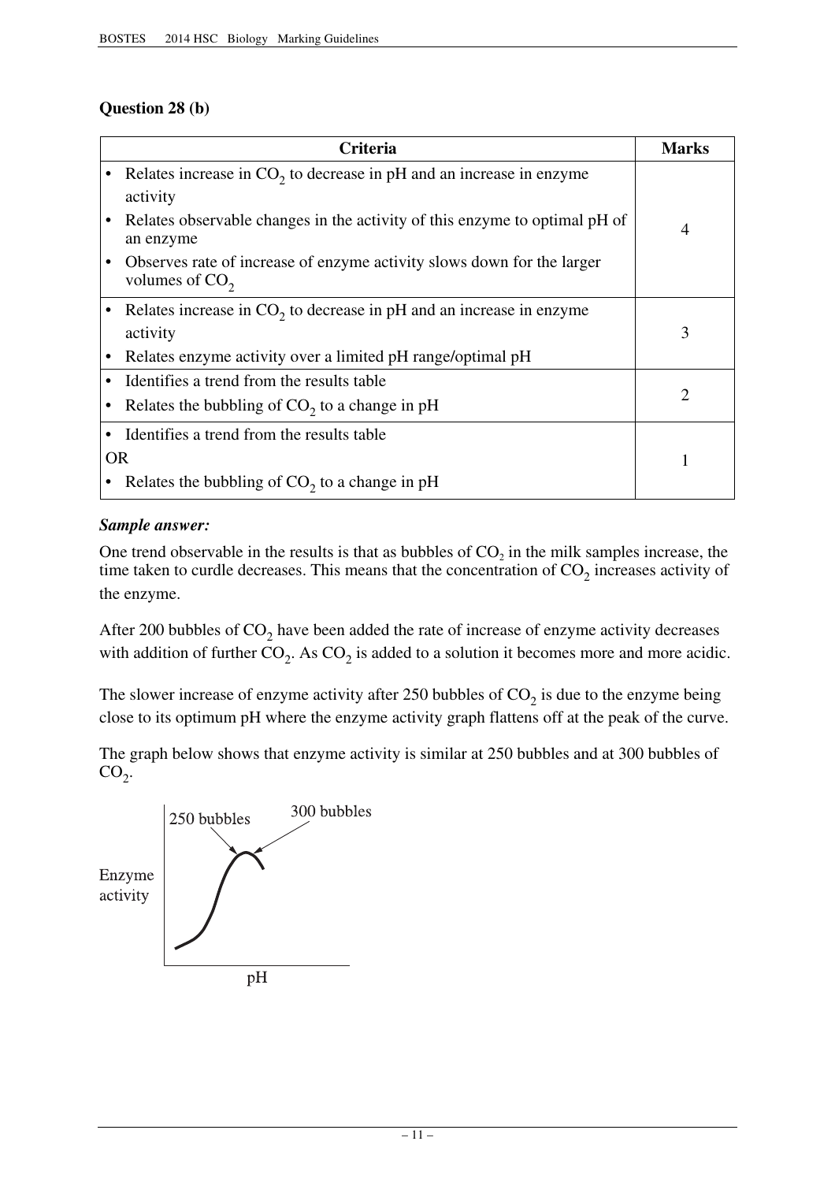### Question 28 (b)

| Criteria | Marks |
|---|---|
| • Relates increase in $CO_2$ to decrease in pH and an increase in enzyme activity<br>• Relates observable changes in the activity of this enzyme to optimal pH of an enzyme<br>• Observes rate of increase of enzyme activity slows down for the larger volumes of $CO_2$ | 4 |
| • Relates increase in $CO_2$ to decrease in pH and an increase in enzyme activity<br>• Relates enzyme activity over a limited pH range/optimal pH | 3 |
| • Identifies a trend from the results table<br>• Relates the bubbling of $CO_2$ to a change in pH | 2 |
| • Identifies a trend from the results table<br>OR<br>• Relates the bubbling of $CO_2$ to a change in pH | 1 |

***Sample answer:***

One trend observable in the results is that as bubbles of $CO_2$ in the milk samples increase, the time taken to curdle decreases. This means that the concentration of $CO_2$ increases activity of the enzyme.

After 200 bubbles of $CO_2$ have been added the rate of increase of enzyme activity decreases with addition of further $CO_2$. As $CO_2$ is added to a solution it becomes more and more acidic.

The slower increase of enzyme activity after 250 bubbles of $CO_2$ is due to the enzyme being close to its optimum pH where the enzyme activity graph flattens off at the peak of the curve.

The graph below shows that enzyme activity is similar at 250 bubbles and at 300 bubbles of $CO_2$.

250 bubbles

300 bubbles

Enzyme activity

pH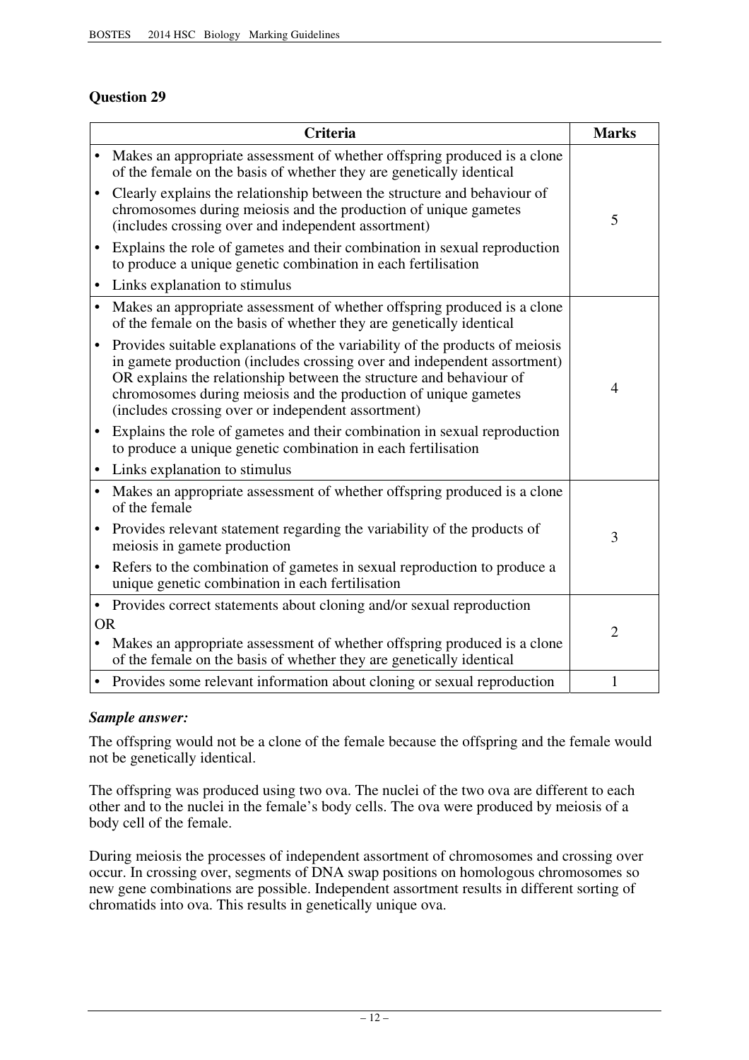## Question 29

| Criteria | Marks |
|---|---|
| • Makes an appropriate assessment of whether offspring produced is a clone of the female on the basis of whether they are genetically identical<br>• Clearly explains the relationship between the structure and behaviour of chromosomes during meiosis and the production of unique gametes (includes crossing over and independent assortment)<br>• Explains the role of gametes and their combination in sexual reproduction to produce a unique genetic combination in each fertilisation<br>• Links explanation to stimulus | 5 |
| • Makes an appropriate assessment of whether offspring produced is a clone of the female on the basis of whether they are genetically identical<br>• Provides suitable explanations of the variability of the products of meiosis in gamete production (includes crossing over and independent assortment) OR explains the relationship between the structure and behaviour of chromosomes during meiosis and the production of unique gametes (includes crossing over or independent assortment)<br>• Explains the role of gametes and their combination in sexual reproduction to produce a unique genetic combination in each fertilisation<br>• Links explanation to stimulus | 4 |
| • Makes an appropriate assessment of whether offspring produced is a clone of the female<br>• Provides relevant statement regarding the variability of the products of meiosis in gamete production<br>• Refers to the combination of gametes in sexual reproduction to produce a unique genetic combination in each fertilisation | 3 |
| • Provides correct statements about cloning and/or sexual reproduction<br>OR<br>• Makes an appropriate assessment of whether offspring produced is a clone of the female on the basis of whether they are genetically identical | 2 |
| • Provides some relevant information about cloning or sexual reproduction | 1 |

***Sample answer:***

The offspring would not be a clone of the female because the offspring and the female would not be genetically identical.

The offspring was produced using two ova. The nuclei of the two ova are different to each other and to the nuclei in the female's body cells. The ova were produced by meiosis of a body cell of the female.

During meiosis the processes of independent assortment of chromosomes and crossing over occur. In crossing over, segments of DNA swap positions on homologous chromosomes so new gene combinations are possible. Independent assortment results in different sorting of chromatids into ova. This results in genetically unique ova.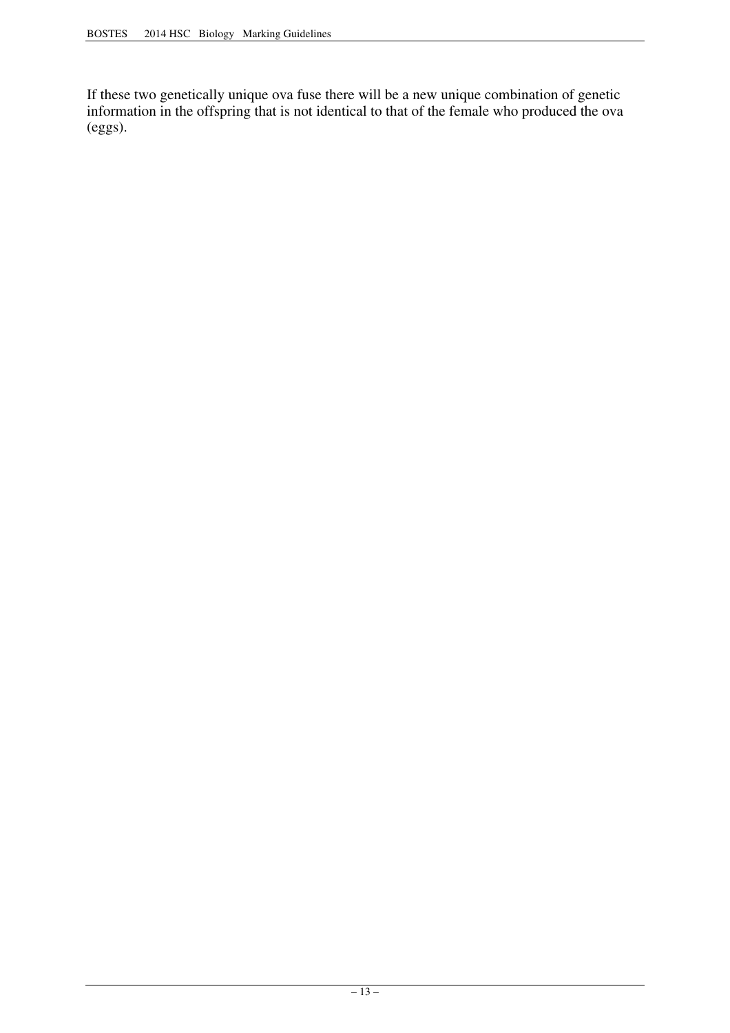If these two genetically unique ova fuse there will be a new unique combination of genetic information in the offspring that is not identical to that of the female who produced the ova (eggs).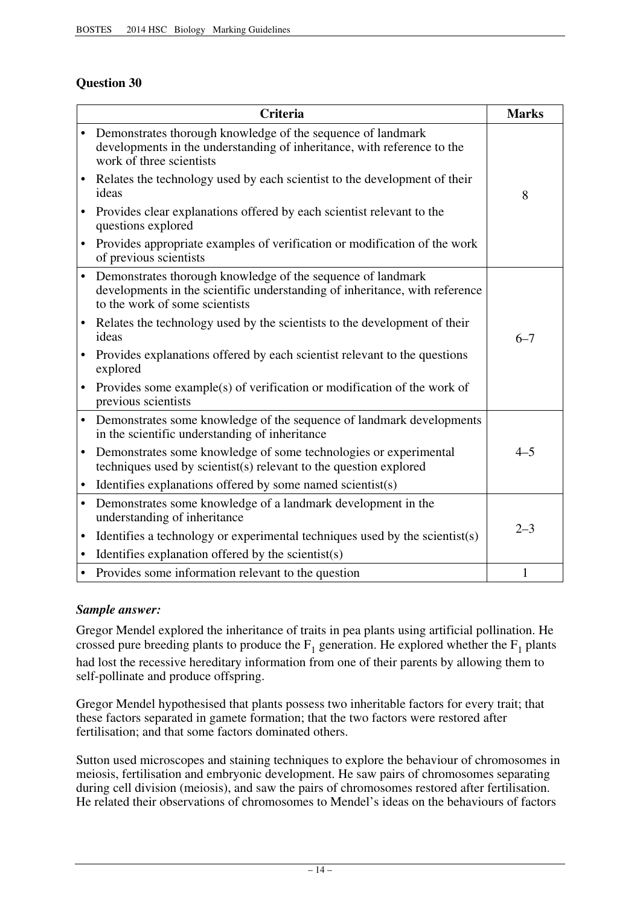## Question 30

| Criteria | Marks |
|---|---|
| • Demonstrates thorough knowledge of the sequence of landmark developments in the understanding of inheritance, with reference to the work of three scientists<br>• Relates the technology used by each scientist to the development of their ideas<br>• Provides clear explanations offered by each scientist relevant to the questions explored<br>• Provides appropriate examples of verification or modification of the work of previous scientists | 8 |
| • Demonstrates thorough knowledge of the sequence of landmark developments in the scientific understanding of inheritance, with reference to the work of some scientists<br>• Relates the technology used by the scientists to the development of their ideas<br>• Provides explanations offered by each scientist relevant to the questions explored<br>• Provides some example(s) of verification or modification of the work of previous scientists | 6–7 |
| • Demonstrates some knowledge of the sequence of landmark developments in the scientific understanding of inheritance<br>• Demonstrates some knowledge of some technologies or experimental techniques used by scientist(s) relevant to the question explored<br>• Identifies explanations offered by some named scientist(s) | 4–5 |
| • Demonstrates some knowledge of a landmark development in the understanding of inheritance<br>• Identifies a technology or experimental techniques used by the scientist(s)<br>• Identifies explanation offered by the scientist(s) | 2–3 |
| • Provides some information relevant to the question | 1 |

***Sample answer:***

Gregor Mendel explored the inheritance of traits in pea plants using artificial pollination. He crossed pure breeding plants to produce the $F_1$ generation. He explored whether the $F_1$ plants had lost the recessive hereditary information from one of their parents by allowing them to self-pollinate and produce offspring.

Gregor Mendel hypothesised that plants possess two inheritable factors for every trait; that these factors separated in gamete formation; that the two factors were restored after fertilisation; and that some factors dominated others.

Sutton used microscopes and staining techniques to explore the behaviour of chromosomes in meiosis, fertilisation and embryonic development. He saw pairs of chromosomes separating during cell division (meiosis), and saw the pairs of chromosomes restored after fertilisation. He related their observations of chromosomes to Mendel's ideas on the behaviours of factors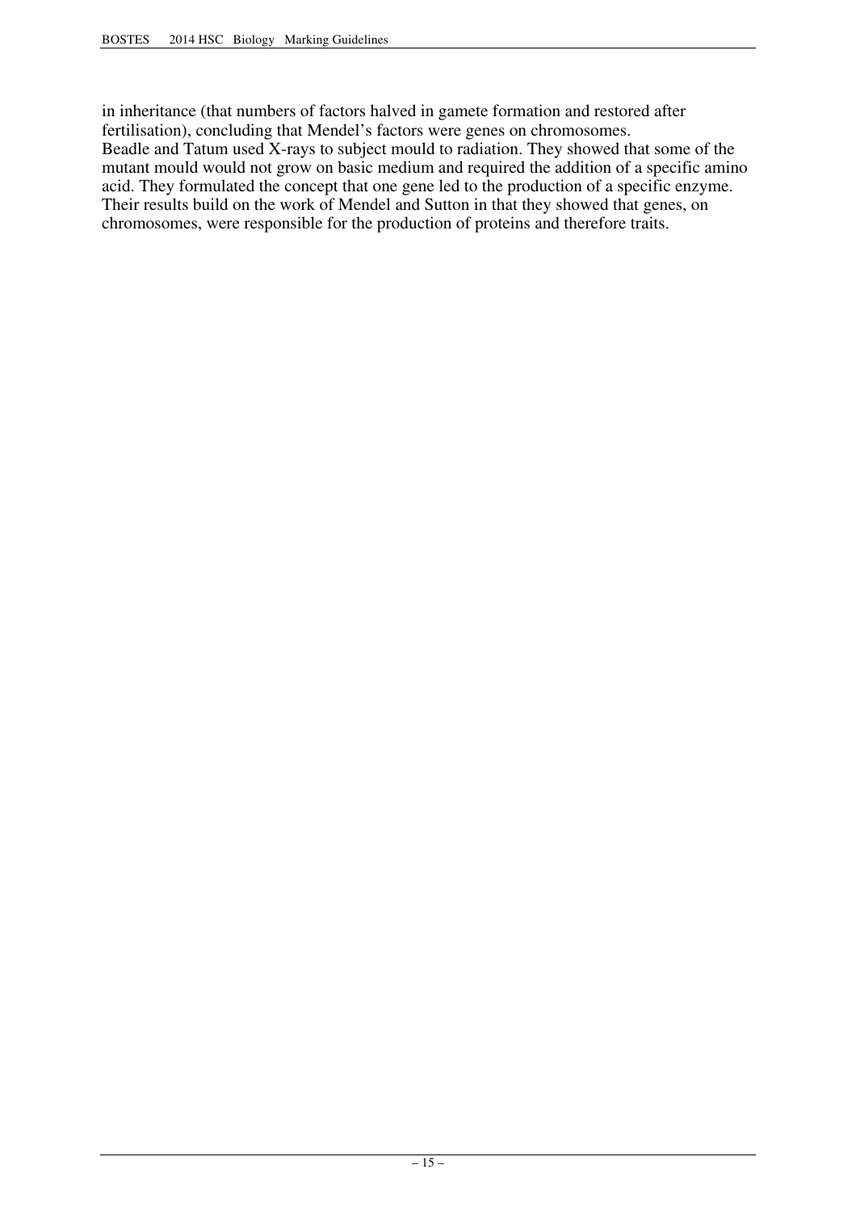in inheritance (that numbers of factors halved in gamete formation and restored after fertilisation), concluding that Mendel's factors were genes on chromosomes.
Beadle and Tatum used X-rays to subject mould to radiation. They showed that some of the mutant mould would not grow on basic medium and required the addition of a specific amino acid. They formulated the concept that one gene led to the production of a specific enzyme. Their results build on the work of Mendel and Sutton in that they showed that genes, on chromosomes, were responsible for the production of proteins and therefore traits.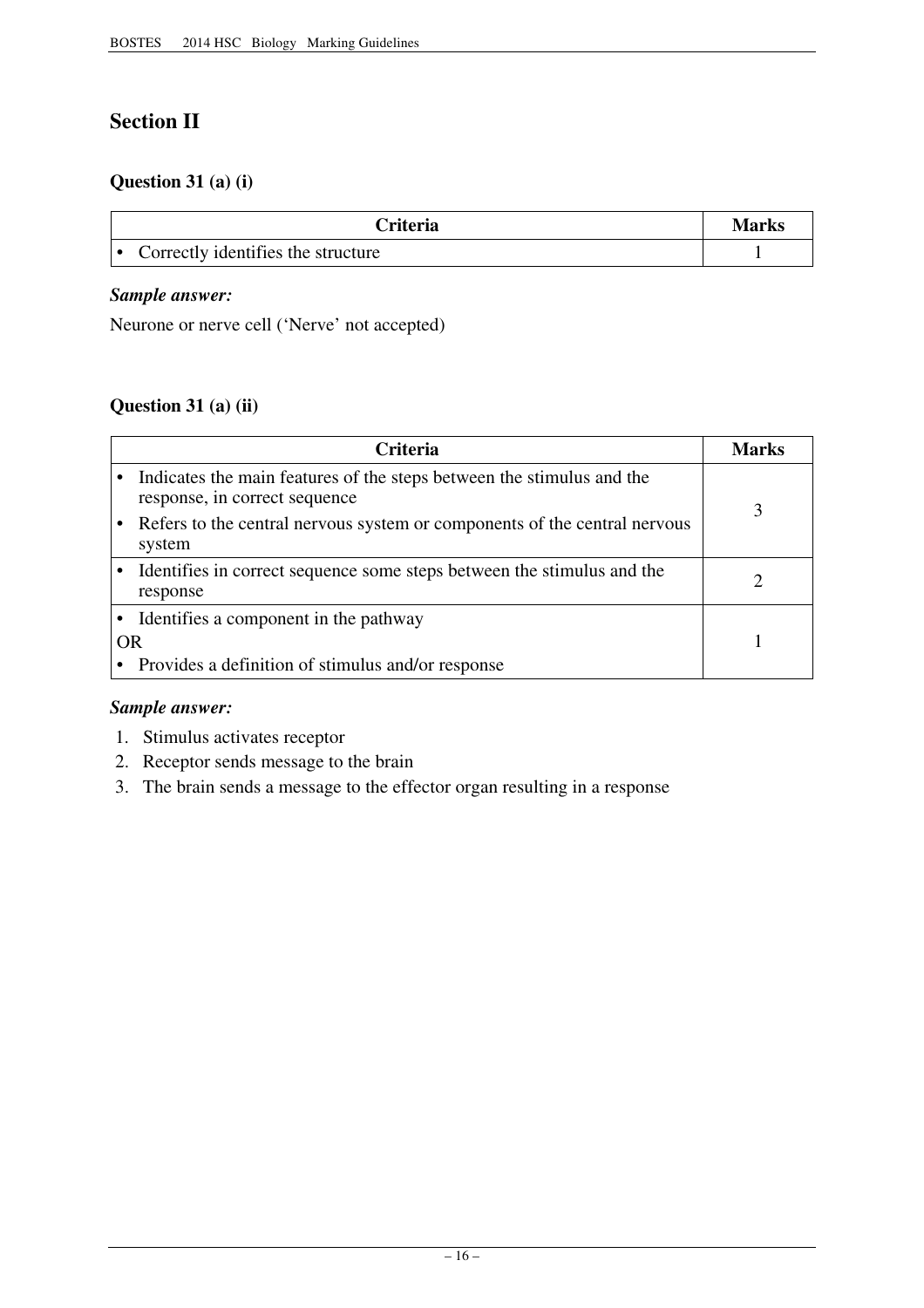## Section II

### Question 31 (a) (i)

| Criteria | Marks |
|---|---|
| • Correctly identifies the structure | 1 |

***Sample answer:***

Neurone or nerve cell (‘Nerve’ not accepted)

### Question 31 (a) (ii)

| Criteria | Marks |
|---|---|
| • Indicates the main features of the steps between the stimulus and the response, in correct sequence<br>• Refers to the central nervous system or components of the central nervous system | 3 |
| • Identifies in correct sequence some steps between the stimulus and the response | 2 |
| • Identifies a component in the pathway<br>OR<br>• Provides a definition of stimulus and/or response | 1 |

***Sample answer:***

1. Stimulus activates receptor
2. Receptor sends message to the brain
3. The brain sends a message to the effector organ resulting in a response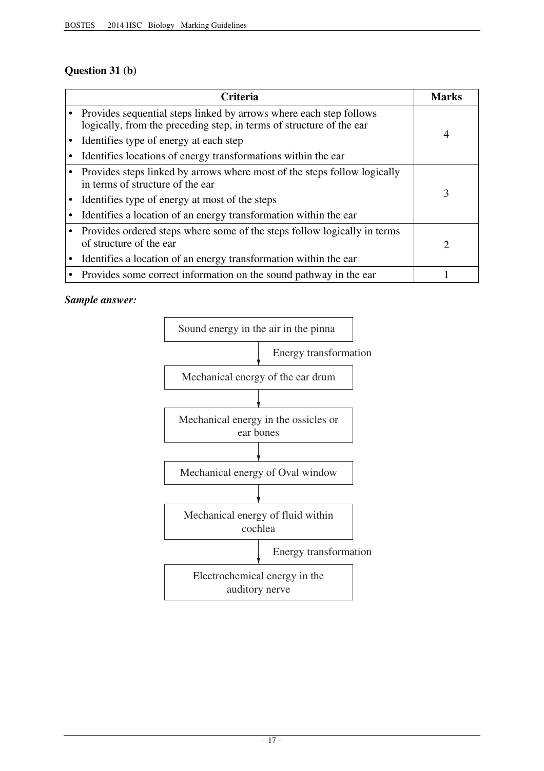### Question 31 (b)

| Criteria | Marks |
|---|---|
| • Provides sequential steps linked by arrows where each step follows logically, from the preceding step, in terms of structure of the ear<br>• Identifies type of energy at each step<br>• Identifies locations of energy transformations within the ear | 4 |
| • Provides steps linked by arrows where most of the steps follow logically in terms of structure of the ear<br>• Identifies type of energy at most of the steps<br>• Identifies a location of an energy transformation within the ear | 3 |
| • Provides ordered steps where some of the steps follow logically in terms of structure of the ear<br>• Identifies a location of an energy transformation within the ear | 2 |
| • Provides some correct information on the sound pathway in the ear | 1 |

***Sample answer:***

Sound energy in the air in the pinna

↓ Energy transformation

Mechanical energy of the ear drum

↓

Mechanical energy in the ossicles or ear bones

↓

Mechanical energy of Oval window

↓

Mechanical energy of fluid within cochlea

↓ Energy transformation

Electrochemical energy in the auditory nerve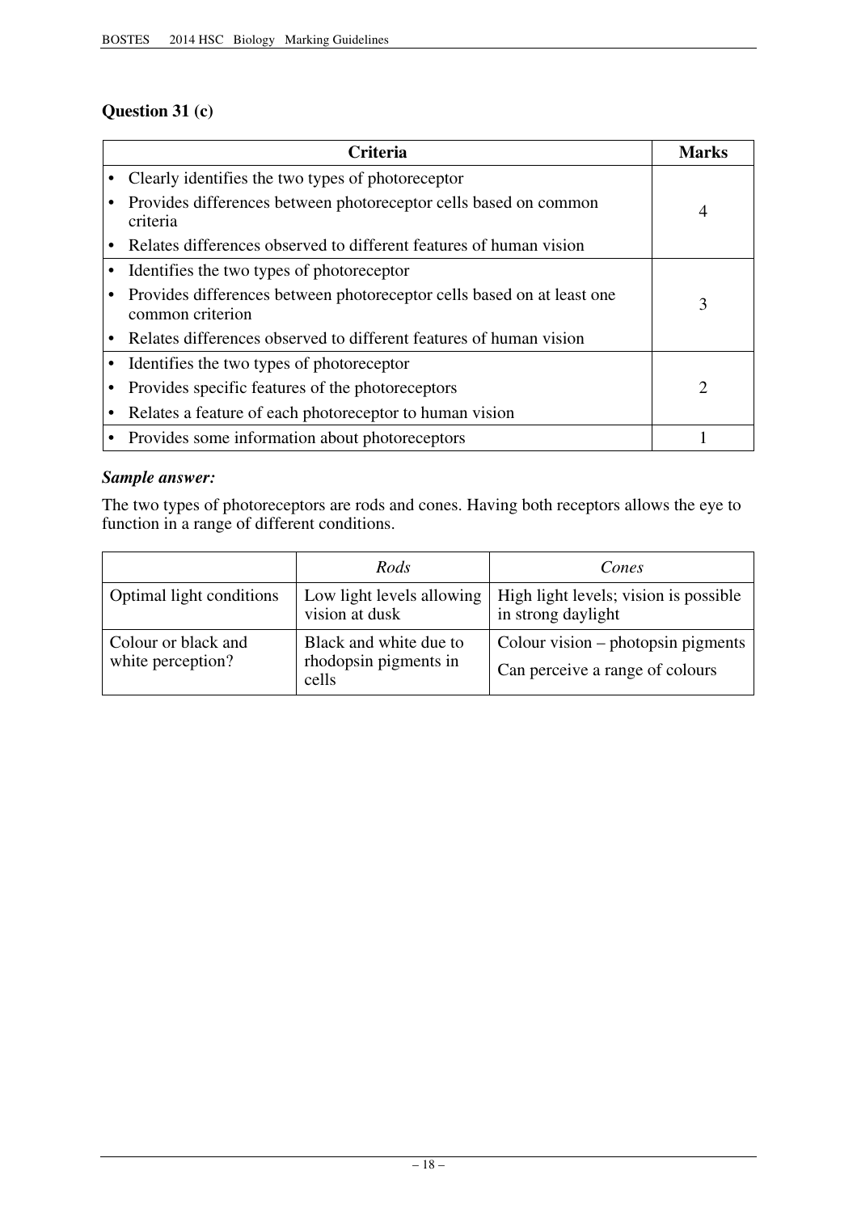## Question 31 (c)

| Criteria | Marks |
|---|---|
| • Clearly identifies the two types of photoreceptor<br>• Provides differences between photoreceptor cells based on common criteria<br>• Relates differences observed to different features of human vision | 4 |
| • Identifies the two types of photoreceptor<br>• Provides differences between photoreceptor cells based on at least one common criterion<br>• Relates differences observed to different features of human vision | 3 |
| • Identifies the two types of photoreceptor<br>• Provides specific features of the photoreceptors<br>• Relates a feature of each photoreceptor to human vision | 2 |
| • Provides some information about photoreceptors | 1 |

***Sample answer:***

The two types of photoreceptors are rods and cones. Having both receptors allows the eye to function in a range of different conditions.

| | *Rods* | *Cones* |
|---|---|---|
| Optimal light conditions | Low light levels allowing vision at dusk | High light levels; vision is possible in strong daylight |
| Colour or black and white perception? | Black and white due to rhodopsin pigments in cells | Colour vision – photopsin pigments<br>Can perceive a range of colours |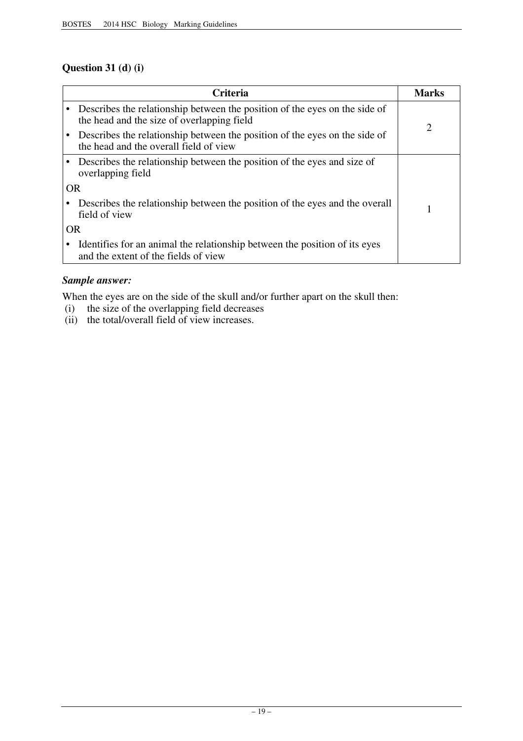### Question 31 (d) (i)

| Criteria | Marks |
|---|---|
| • Describes the relationship between the position of the eyes on the side of the head and the size of overlapping field<br>• Describes the relationship between the position of the eyes on the side of the head and the overall field of view | 2 |
| • Describes the relationship between the position of the eyes and size of overlapping field<br>OR<br>• Describes the relationship between the position of the eyes and the overall field of view<br>OR<br>• Identifies for an animal the relationship between the position of its eyes and the extent of the fields of view | 1 |

***Sample answer:***

When the eyes are on the side of the skull and/or further apart on the skull then:

(i) the size of the overlapping field decreases

(ii) the total/overall field of view increases.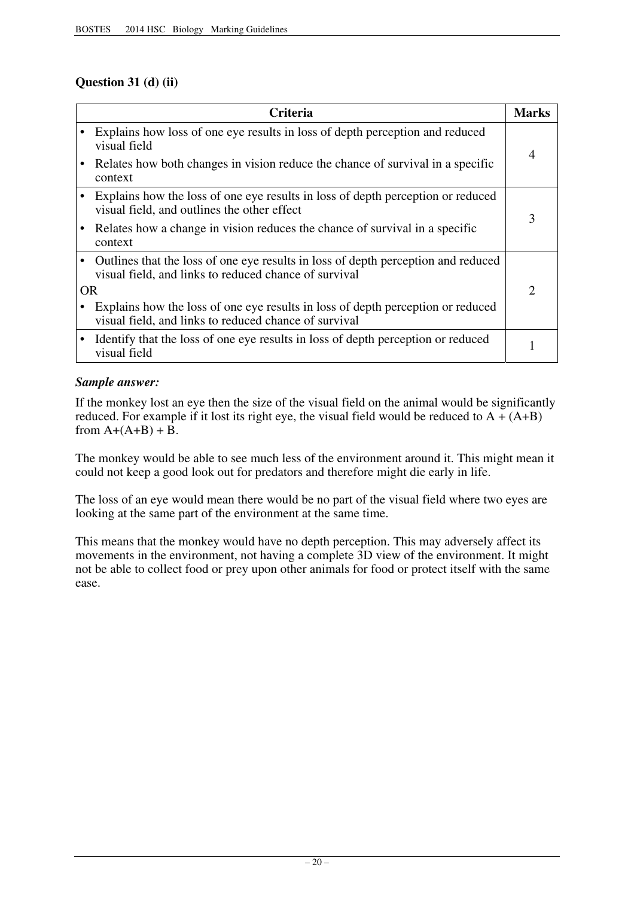## Question 31 (d) (ii)

| Criteria | Marks |
|---|---|
| • Explains how loss of one eye results in loss of depth perception and reduced visual field<br>• Relates how both changes in vision reduce the chance of survival in a specific context | 4 |
| • Explains how the loss of one eye results in loss of depth perception or reduced visual field, and outlines the other effect<br>• Relates how a change in vision reduces the chance of survival in a specific context | 3 |
| • Outlines that the loss of one eye results in loss of depth perception and reduced visual field, and links to reduced chance of survival<br>OR<br>• Explains how the loss of one eye results in loss of depth perception or reduced visual field, and links to reduced chance of survival | 2 |
| • Identify that the loss of one eye results in loss of depth perception or reduced visual field | 1 |

***Sample answer:***

If the monkey lost an eye then the size of the visual field on the animal would be significantly reduced. For example if it lost its right eye, the visual field would be reduced to A + (A+B) from A+(A+B) + B.

The monkey would be able to see much less of the environment around it. This might mean it could not keep a good look out for predators and therefore might die early in life.

The loss of an eye would mean there would be no part of the visual field where two eyes are looking at the same part of the environment at the same time.

This means that the monkey would have no depth perception. This may adversely affect its movements in the environment, not having a complete 3D view of the environment. It might not be able to collect food or prey upon other animals for food or protect itself with the same ease.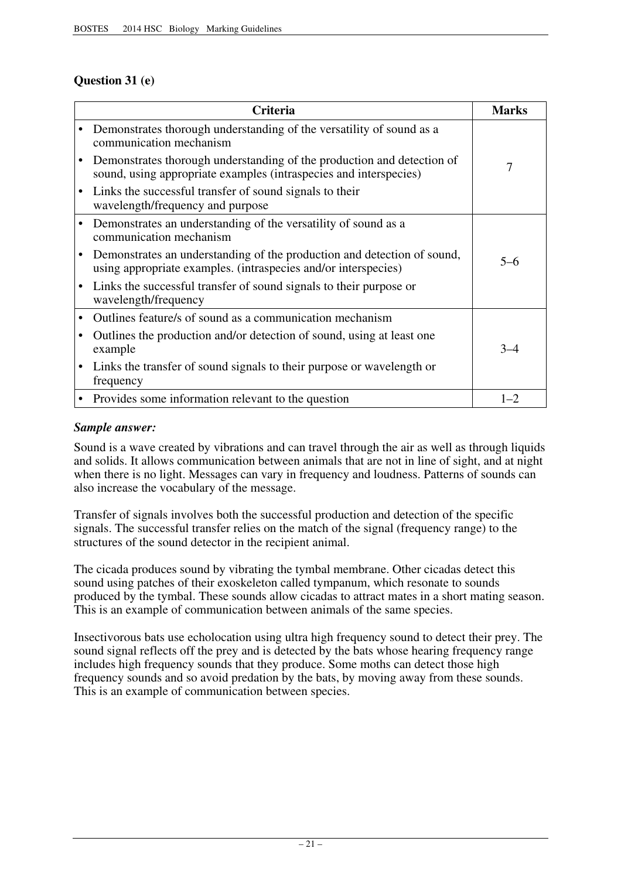## Question 31 (e)

| Criteria | Marks |
|---|---|
| • Demonstrates thorough understanding of the versatility of sound as a communication mechanism<br>• Demonstrates thorough understanding of the production and detection of sound, using appropriate examples (intraspecies and interspecies)<br>• Links the successful transfer of sound signals to their wavelength/frequency and purpose | 7 |
| • Demonstrates an understanding of the versatility of sound as a communication mechanism<br>• Demonstrates an understanding of the production and detection of sound, using appropriate examples. (intraspecies and/or interspecies)<br>• Links the successful transfer of sound signals to their purpose or wavelength/frequency | 5–6 |
| • Outlines feature/s of sound as a communication mechanism<br>• Outlines the production and/or detection of sound, using at least one example<br>• Links the transfer of sound signals to their purpose or wavelength or frequency | 3–4 |
| • Provides some information relevant to the question | 1–2 |

***Sample answer:***

Sound is a wave created by vibrations and can travel through the air as well as through liquids and solids. It allows communication between animals that are not in line of sight, and at night when there is no light. Messages can vary in frequency and loudness. Patterns of sounds can also increase the vocabulary of the message.

Transfer of signals involves both the successful production and detection of the specific signals. The successful transfer relies on the match of the signal (frequency range) to the structures of the sound detector in the recipient animal.

The cicada produces sound by vibrating the tymbal membrane. Other cicadas detect this sound using patches of their exoskeleton called tympanum, which resonate to sounds produced by the tymbal. These sounds allow cicadas to attract mates in a short mating season. This is an example of communication between animals of the same species.

Insectivorous bats use echolocation using ultra high frequency sound to detect their prey. The sound signal reflects off the prey and is detected by the bats whose hearing frequency range includes high frequency sounds that they produce. Some moths can detect those high frequency sounds and so avoid predation by the bats, by moving away from these sounds. This is an example of communication between species.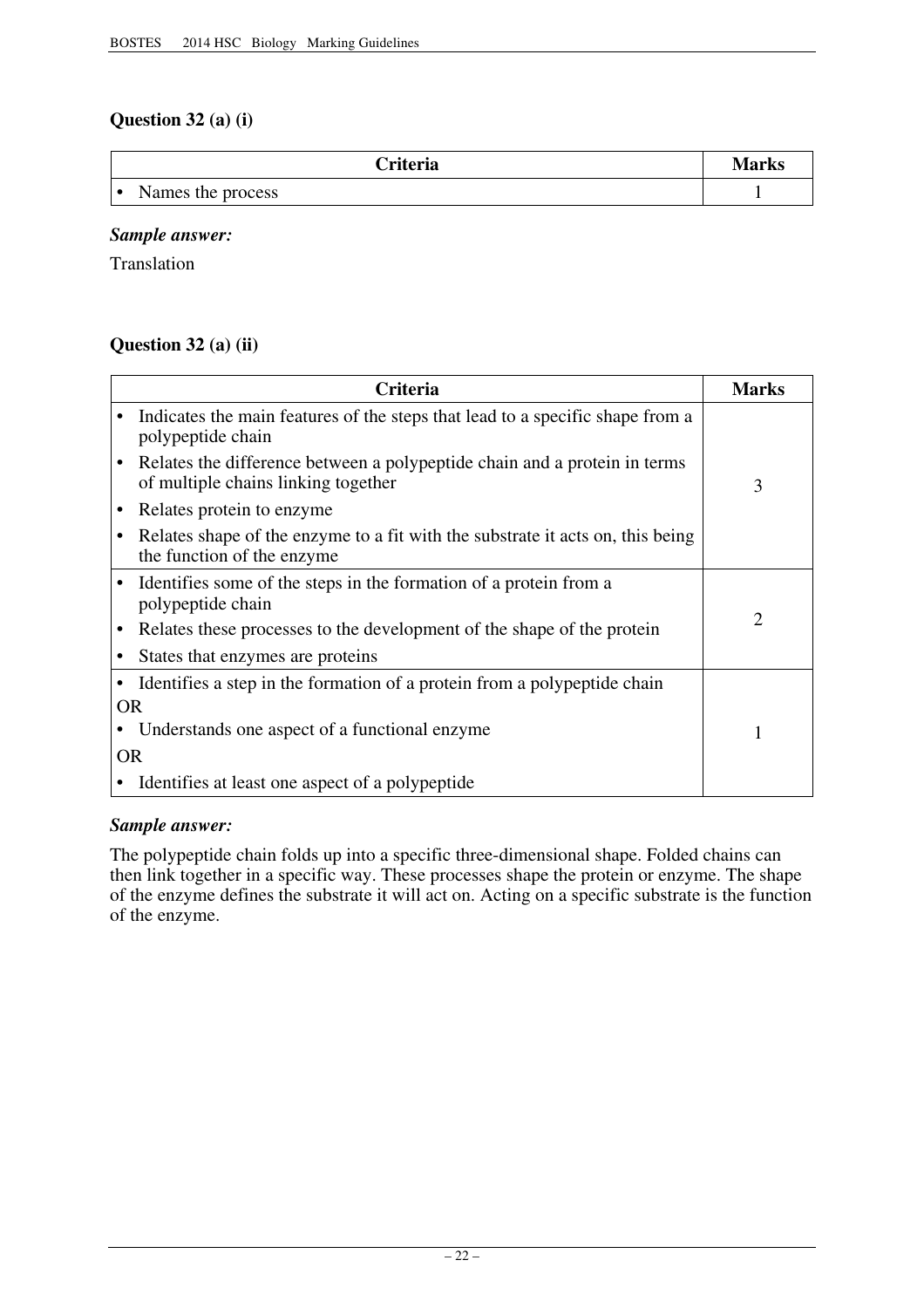### Question 32 (a) (i)

| Criteria | Marks |
|---|---|
| • Names the process | 1 |

***Sample answer:***

Translation

### Question 32 (a) (ii)

| Criteria | Marks |
|---|---|
| • Indicates the main features of the steps that lead to a specific shape from a polypeptide chain<br>• Relates the difference between a polypeptide chain and a protein in terms of multiple chains linking together<br>• Relates protein to enzyme<br>• Relates shape of the enzyme to a fit with the substrate it acts on, this being the function of the enzyme | 3 |
| • Identifies some of the steps in the formation of a protein from a polypeptide chain<br>• Relates these processes to the development of the shape of the protein<br>• States that enzymes are proteins | 2 |
| • Identifies a step in the formation of a protein from a polypeptide chain<br>OR<br>• Understands one aspect of a functional enzyme<br>OR<br>• Identifies at least one aspect of a polypeptide | 1 |

***Sample answer:***

The polypeptide chain folds up into a specific three-dimensional shape. Folded chains can then link together in a specific way. These processes shape the protein or enzyme. The shape of the enzyme defines the substrate it will act on. Acting on a specific substrate is the function of the enzyme.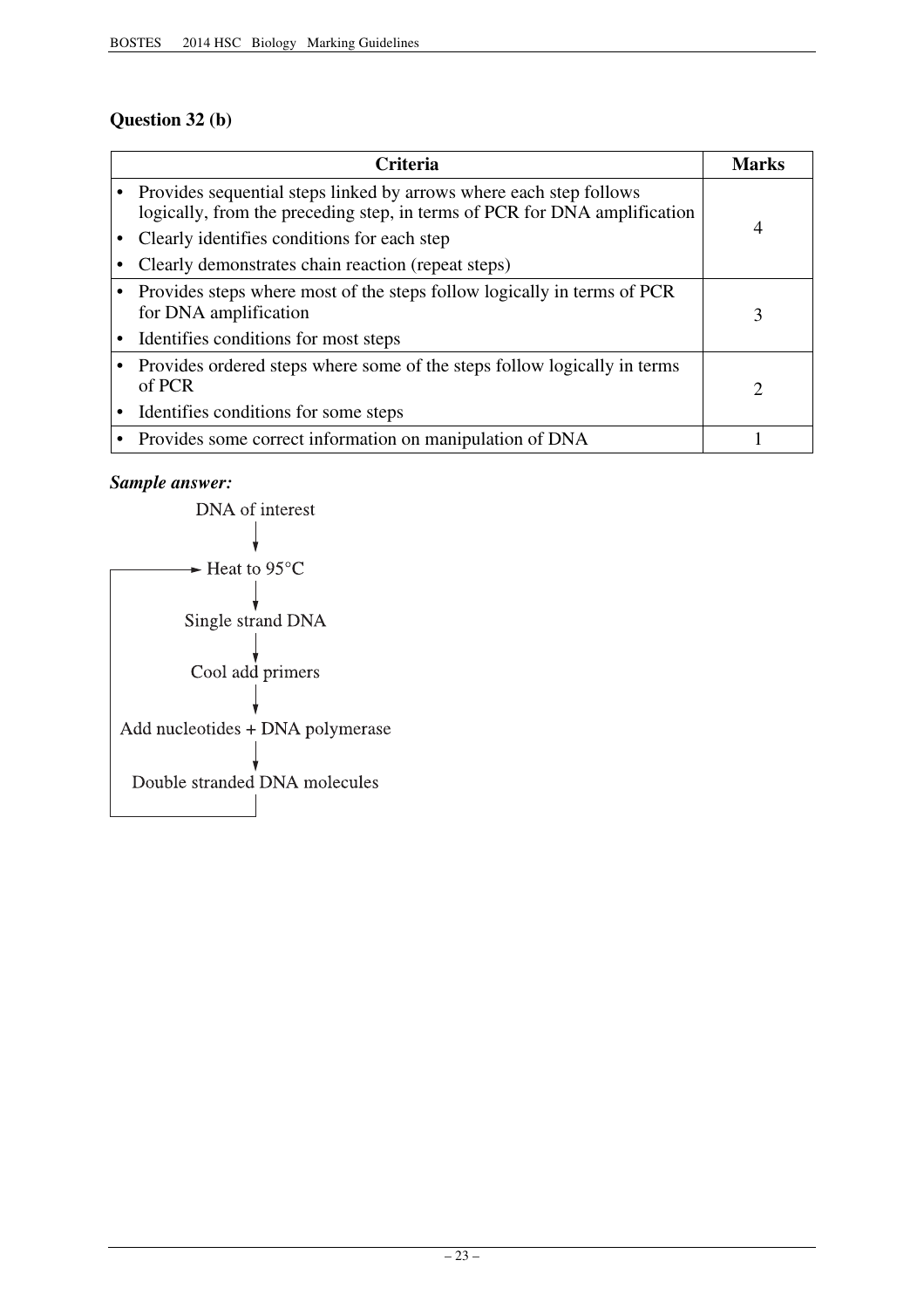## Question 32 (b)

| Criteria | Marks |
|---|---|
| • Provides sequential steps linked by arrows where each step follows logically, from the preceding step, in terms of PCR for DNA amplification<br>• Clearly identifies conditions for each step<br>• Clearly demonstrates chain reaction (repeat steps) | 4 |
| • Provides steps where most of the steps follow logically in terms of PCR for DNA amplification<br>• Identifies conditions for most steps | 3 |
| • Provides ordered steps where some of the steps follow logically in terms of PCR<br>• Identifies conditions for some steps | 2 |
| • Provides some correct information on manipulation of DNA | 1 |

***Sample answer:***

DNA of interest
↓
→ Heat to 95°C
↓
Single strand DNA
↓
Cool add primers
↓
Add nucleotides + DNA polymerase
↓
Double stranded DNA molecules
(loop back to Heat to 95°C)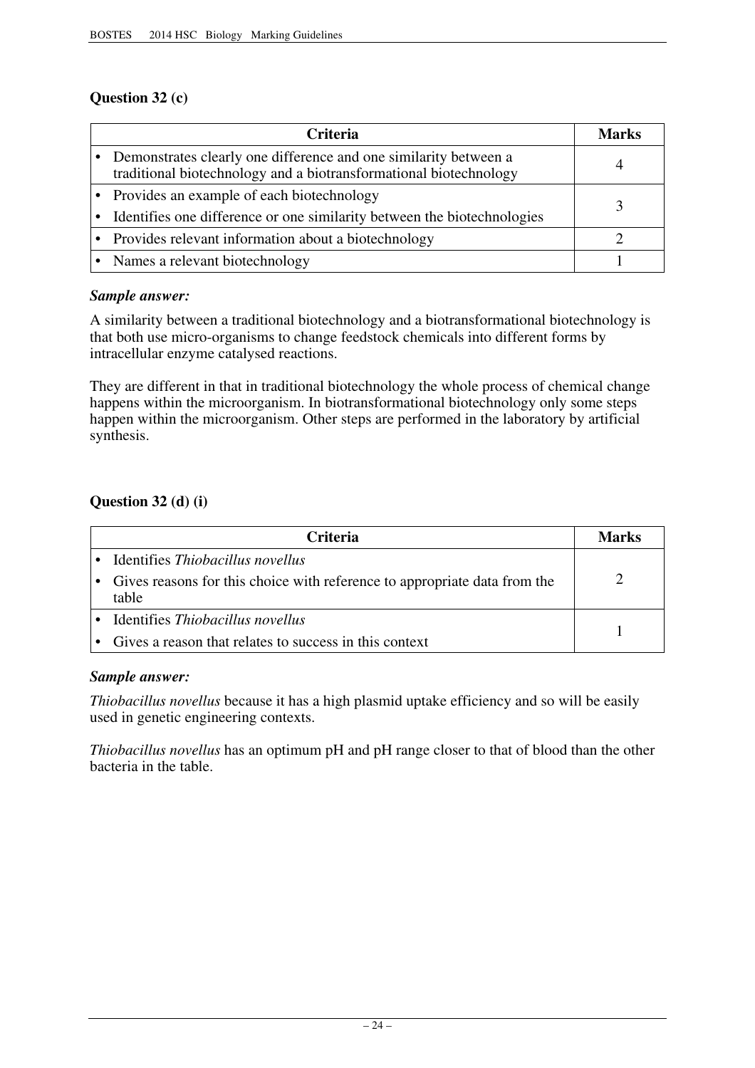## Question 32 (c)

| Criteria | Marks |
|---|---|
| • Demonstrates clearly one difference and one similarity between a traditional biotechnology and a biotransformational biotechnology | 4 |
| • Provides an example of each biotechnology<br>• Identifies one difference or one similarity between the biotechnologies | 3 |
| • Provides relevant information about a biotechnology | 2 |
| • Names a relevant biotechnology | 1 |

***Sample answer:***

A similarity between a traditional biotechnology and a biotransformational biotechnology is that both use micro-organisms to change feedstock chemicals into different forms by intracellular enzyme catalysed reactions.

They are different in that in traditional biotechnology the whole process of chemical change happens within the microorganism. In biotransformational biotechnology only some steps happen within the microorganism. Other steps are performed in the laboratory by artificial synthesis.

## Question 32 (d) (i)

| Criteria | Marks |
|---|---|
| • Identifies *Thiobacillus novellus*<br>• Gives reasons for this choice with reference to appropriate data from the table | 2 |
| • Identifies *Thiobacillus novellus*<br>• Gives a reason that relates to success in this context | 1 |

***Sample answer:***

*Thiobacillus novellus* because it has a high plasmid uptake efficiency and so will be easily used in genetic engineering contexts.

*Thiobacillus novellus* has an optimum pH and pH range closer to that of blood than the other bacteria in the table.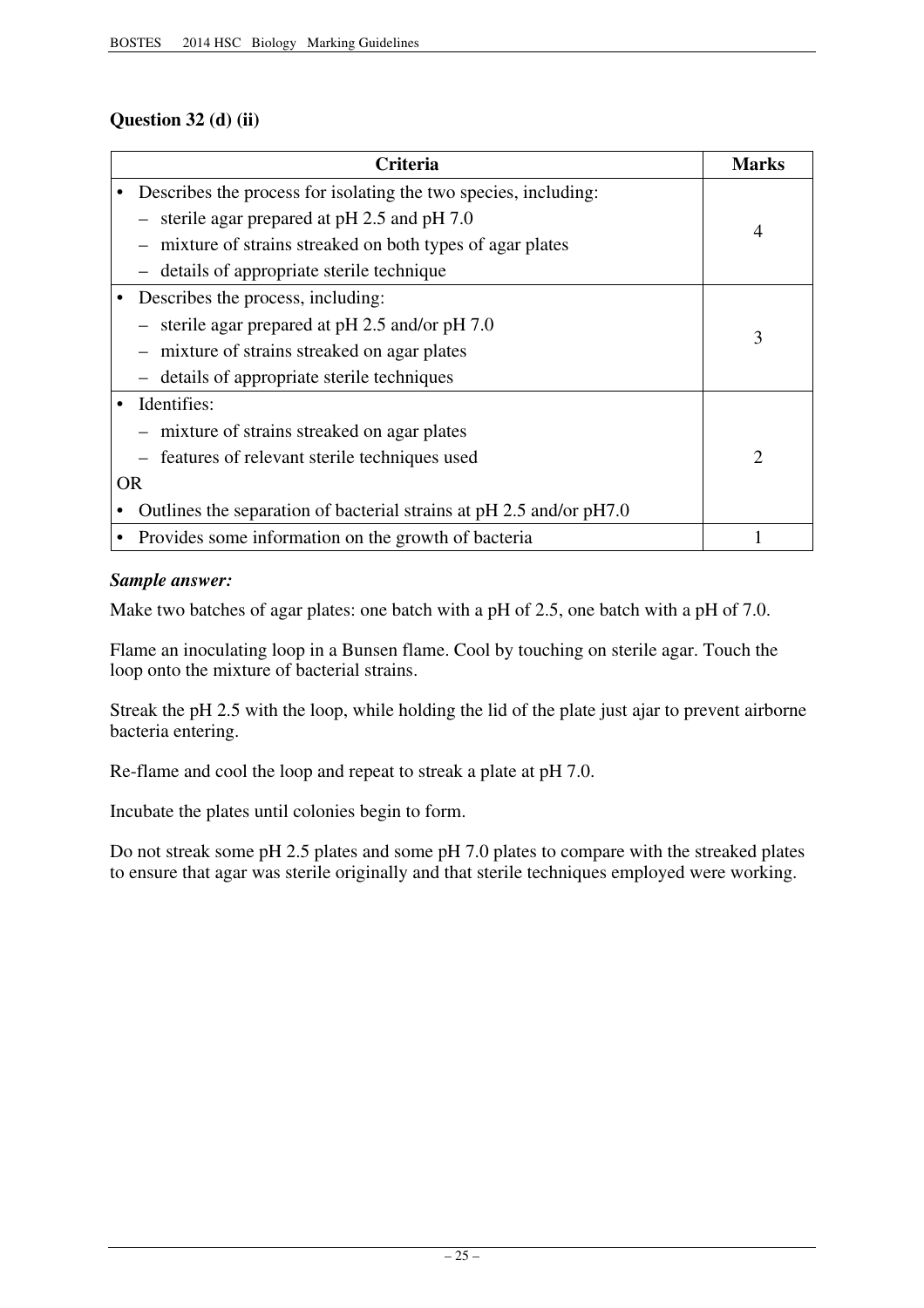## Question 32 (d) (ii)

| Criteria | Marks |
|---|---|
| • Describes the process for isolating the two species, including:<br>– sterile agar prepared at pH 2.5 and pH 7.0<br>– mixture of strains streaked on both types of agar plates<br>– details of appropriate sterile technique | 4 |
| • Describes the process, including:<br>– sterile agar prepared at pH 2.5 and/or pH 7.0<br>– mixture of strains streaked on agar plates<br>– details of appropriate sterile techniques | 3 |
| • Identifies:<br>– mixture of strains streaked on agar plates<br>– features of relevant sterile techniques used<br>OR<br>• Outlines the separation of bacterial strains at pH 2.5 and/or pH7.0 | 2 |
| • Provides some information on the growth of bacteria | 1 |

***Sample answer:***

Make two batches of agar plates: one batch with a pH of 2.5, one batch with a pH of 7.0.

Flame an inoculating loop in a Bunsen flame. Cool by touching on sterile agar. Touch the loop onto the mixture of bacterial strains.

Streak the pH 2.5 with the loop, while holding the lid of the plate just ajar to prevent airborne bacteria entering.

Re-flame and cool the loop and repeat to streak a plate at pH 7.0.

Incubate the plates until colonies begin to form.

Do not streak some pH 2.5 plates and some pH 7.0 plates to compare with the streaked plates to ensure that agar was sterile originally and that sterile techniques employed were working.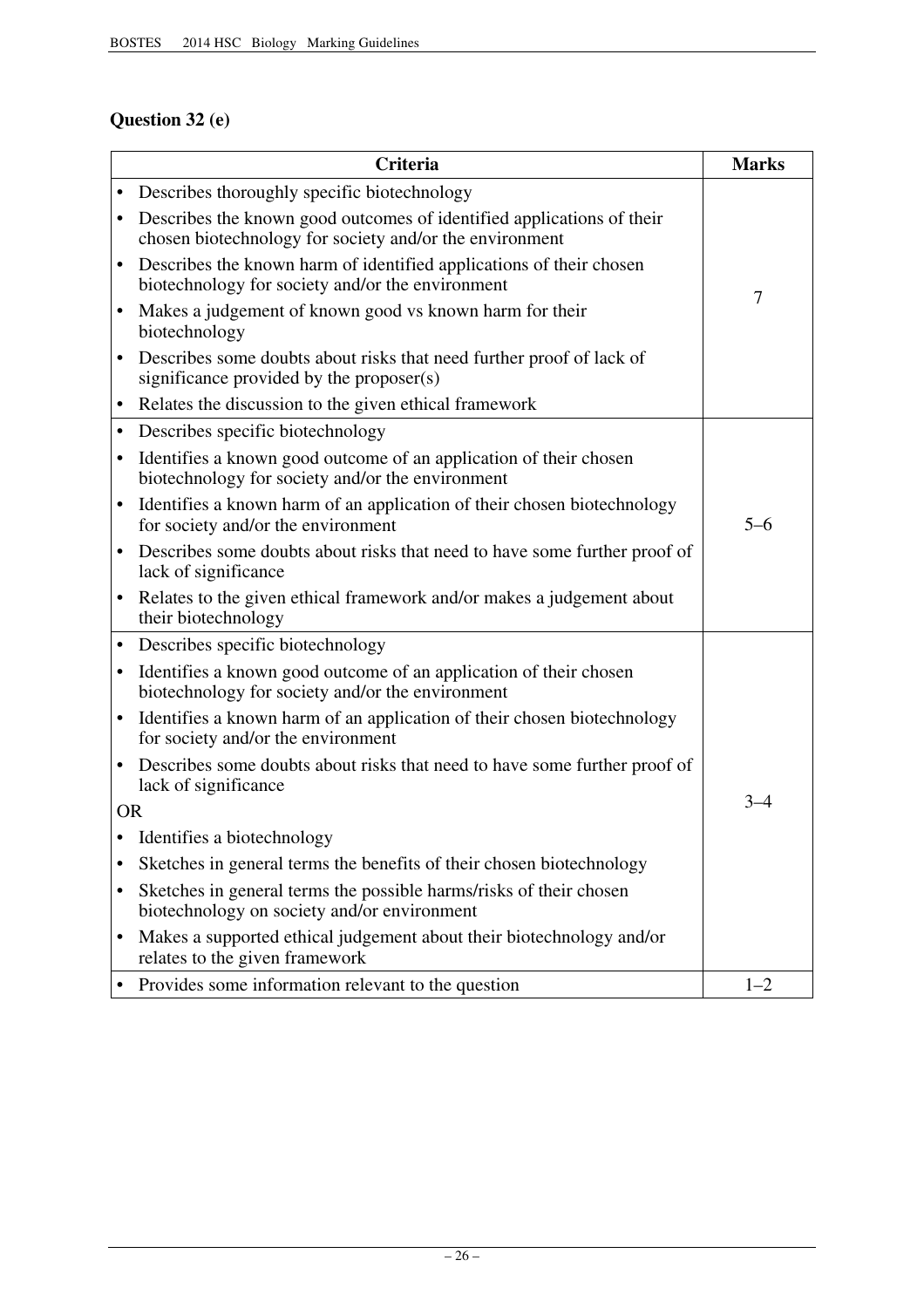## Question 32 (e)

| Criteria | Marks |
|---|---|
| • Describes thoroughly specific biotechnology<br>• Describes the known good outcomes of identified applications of their chosen biotechnology for society and/or the environment<br>• Describes the known harm of identified applications of their chosen biotechnology for society and/or the environment<br>• Makes a judgement of known good vs known harm for their biotechnology<br>• Describes some doubts about risks that need further proof of lack of significance provided by the proposer(s)<br>• Relates the discussion to the given ethical framework | 7 |
| • Describes specific biotechnology<br>• Identifies a known good outcome of an application of their chosen biotechnology for society and/or the environment<br>• Identifies a known harm of an application of their chosen biotechnology for society and/or the environment<br>• Describes some doubts about risks that need to have some further proof of lack of significance<br>• Relates to the given ethical framework and/or makes a judgement about their biotechnology | 5–6 |
| • Describes specific biotechnology<br>• Identifies a known good outcome of an application of their chosen biotechnology for society and/or the environment<br>• Identifies a known harm of an application of their chosen biotechnology for society and/or the environment<br>• Describes some doubts about risks that need to have some further proof of lack of significance<br>OR<br>• Identifies a biotechnology<br>• Sketches in general terms the benefits of their chosen biotechnology<br>• Sketches in general terms the possible harms/risks of their chosen biotechnology on society and/or environment<br>• Makes a supported ethical judgement about their biotechnology and/or relates to the given framework | 3–4 |
| • Provides some information relevant to the question | 1–2 |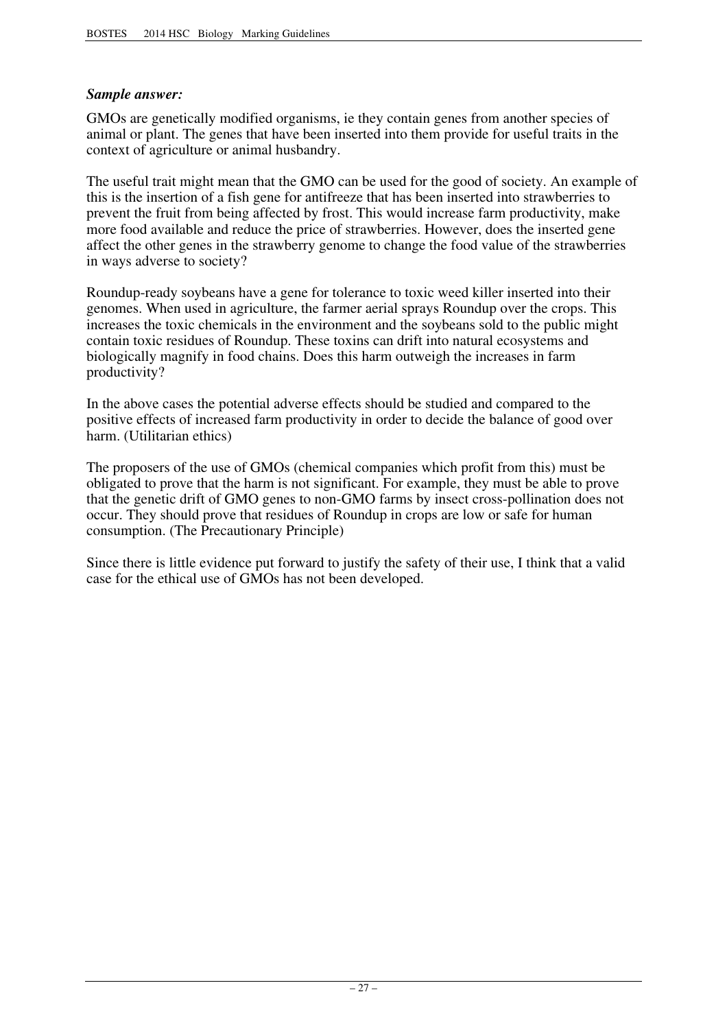***Sample answer:***

GMOs are genetically modified organisms, ie they contain genes from another species of animal or plant. The genes that have been inserted into them provide for useful traits in the context of agriculture or animal husbandry.

The useful trait might mean that the GMO can be used for the good of society. An example of this is the insertion of a fish gene for antifreeze that has been inserted into strawberries to prevent the fruit from being affected by frost. This would increase farm productivity, make more food available and reduce the price of strawberries. However, does the inserted gene affect the other genes in the strawberry genome to change the food value of the strawberries in ways adverse to society?

Roundup-ready soybeans have a gene for tolerance to toxic weed killer inserted into their genomes. When used in agriculture, the farmer aerial sprays Roundup over the crops. This increases the toxic chemicals in the environment and the soybeans sold to the public might contain toxic residues of Roundup. These toxins can drift into natural ecosystems and biologically magnify in food chains. Does this harm outweigh the increases in farm productivity?

In the above cases the potential adverse effects should be studied and compared to the positive effects of increased farm productivity in order to decide the balance of good over harm. (Utilitarian ethics)

The proposers of the use of GMOs (chemical companies which profit from this) must be obligated to prove that the harm is not significant. For example, they must be able to prove that the genetic drift of GMO genes to non-GMO farms by insect cross-pollination does not occur. They should prove that residues of Roundup in crops are low or safe for human consumption. (The Precautionary Principle)

Since there is little evidence put forward to justify the safety of their use, I think that a valid case for the ethical use of GMOs has not been developed.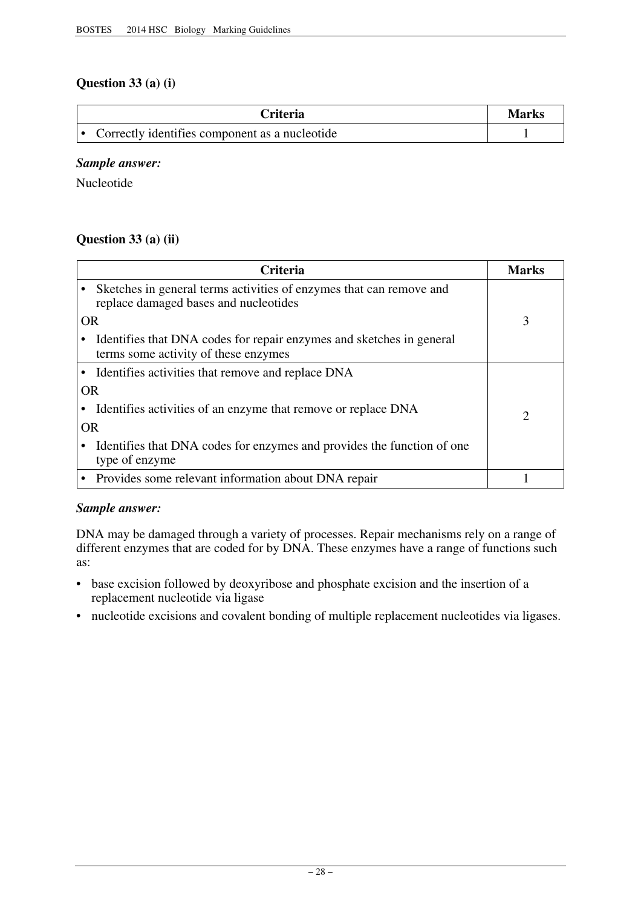## Question 33 (a) (i)

| Criteria | Marks |
|---|---|
| • Correctly identifies component as a nucleotide | 1 |

***Sample answer:***

Nucleotide

## Question 33 (a) (ii)

| Criteria | Marks |
|---|---|
| • Sketches in general terms activities of enzymes that can remove and replace damaged bases and nucleotides<br>OR<br>• Identifies that DNA codes for repair enzymes and sketches in general terms some activity of these enzymes | 3 |
| • Identifies activities that remove and replace DNA<br>OR<br>• Identifies activities of an enzyme that remove or replace DNA<br>OR<br>• Identifies that DNA codes for enzymes and provides the function of one type of enzyme | 2 |
| • Provides some relevant information about DNA repair | 1 |

***Sample answer:***

DNA may be damaged through a variety of processes. Repair mechanisms rely on a range of different enzymes that are coded for by DNA. These enzymes have a range of functions such as:

- base excision followed by deoxyribose and phosphate excision and the insertion of a replacement nucleotide via ligase
- nucleotide excisions and covalent bonding of multiple replacement nucleotides via ligases.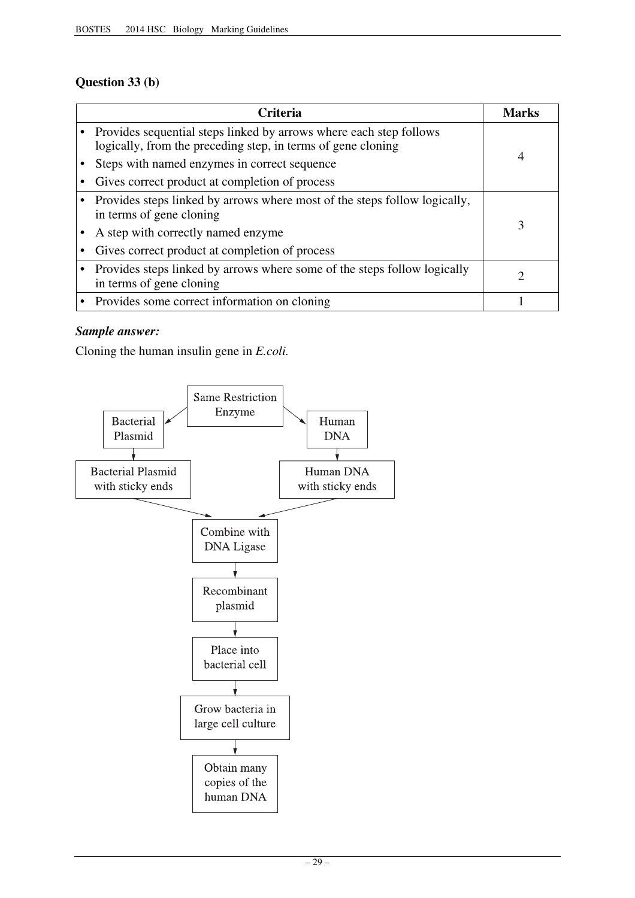## Question 33 (b)

| Criteria | Marks |
|---|---|
| • Provides sequential steps linked by arrows where each step follows logically, from the preceding step, in terms of gene cloning<br>• Steps with named enzymes in correct sequence<br>• Gives correct product at completion of process | 4 |
| • Provides steps linked by arrows where most of the steps follow logically, in terms of gene cloning<br>• A step with correctly named enzyme<br>• Gives correct product at completion of process | 3 |
| • Provides steps linked by arrows where some of the steps follow logically in terms of gene cloning | 2 |
| • Provides some correct information on cloning | 1 |

***Sample answer:***

Cloning the human insulin gene in *E.coli.*

Same Restriction Enzyme

Bacterial Plasmid

Human DNA

Bacterial Plasmid with sticky ends

Human DNA with sticky ends

Combine with DNA Ligase

Recombinant plasmid

Place into bacterial cell

Grow bacteria in large cell culture

Obtain many copies of the human DNA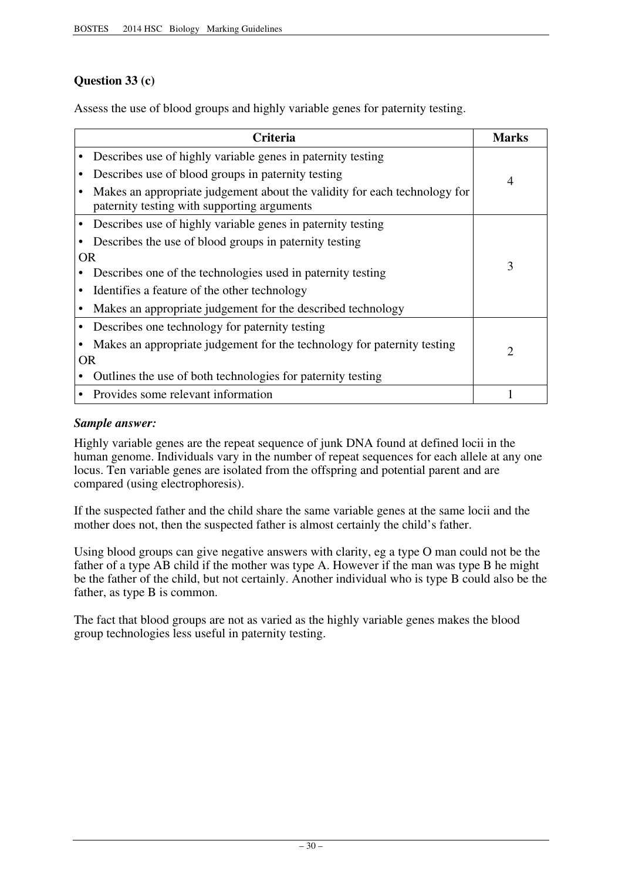### Question 33 (c)

Assess the use of blood groups and highly variable genes for paternity testing.

| Criteria | Marks |
|---|---|
| • Describes use of highly variable genes in paternity testing<br>• Describes use of blood groups in paternity testing<br>• Makes an appropriate judgement about the validity for each technology for paternity testing with supporting arguments | 4 |
| • Describes use of highly variable genes in paternity testing<br>• Describes the use of blood groups in paternity testing<br>OR<br>• Describes one of the technologies used in paternity testing<br>• Identifies a feature of the other technology<br>• Makes an appropriate judgement for the described technology | 3 |
| • Describes one technology for paternity testing<br>• Makes an appropriate judgement for the technology for paternity testing<br>OR<br>• Outlines the use of both technologies for paternity testing | 2 |
| • Provides some relevant information | 1 |

***Sample answer:***

Highly variable genes are the repeat sequence of junk DNA found at defined locii in the human genome. Individuals vary in the number of repeat sequences for each allele at any one locus. Ten variable genes are isolated from the offspring and potential parent and are compared (using electrophoresis).

If the suspected father and the child share the same variable genes at the same locii and the mother does not, then the suspected father is almost certainly the child's father.

Using blood groups can give negative answers with clarity, eg a type O man could not be the father of a type AB child if the mother was type A. However if the man was type B he might be the father of the child, but not certainly. Another individual who is type B could also be the father, as type B is common.

The fact that blood groups are not as varied as the highly variable genes makes the blood group technologies less useful in paternity testing.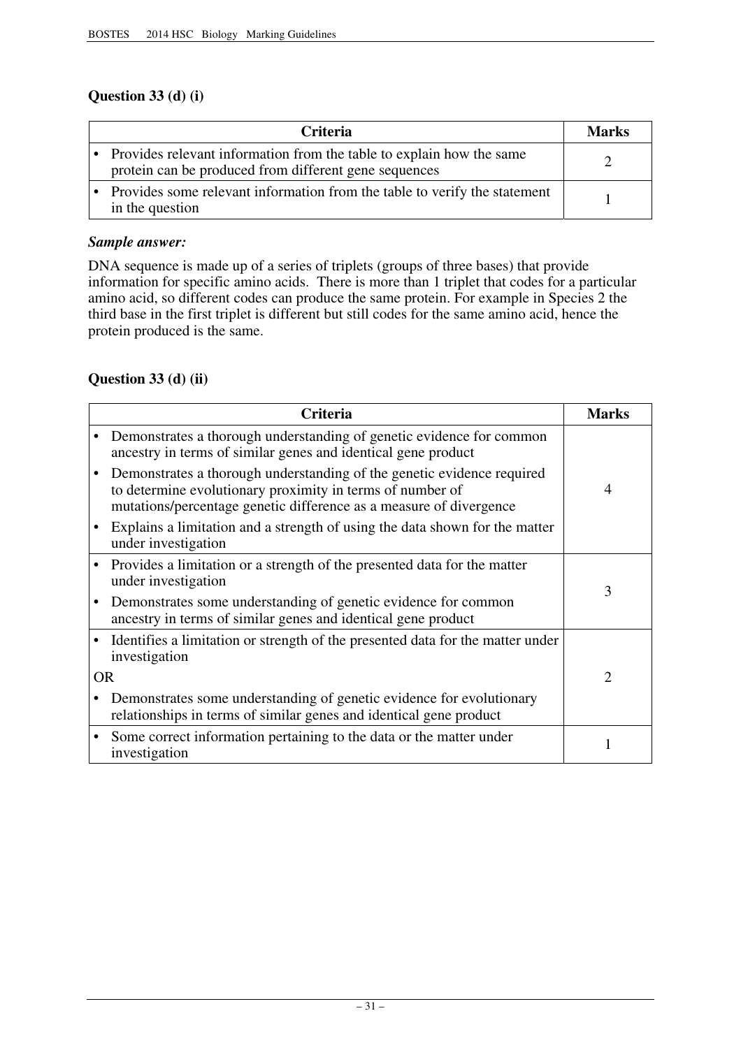## Question 33 (d) (i)

| Criteria | Marks |
|---|---|
| • Provides relevant information from the table to explain how the same protein can be produced from different gene sequences | 2 |
| • Provides some relevant information from the table to verify the statement in the question | 1 |

***Sample answer:***

DNA sequence is made up of a series of triplets (groups of three bases) that provide information for specific amino acids. There is more than 1 triplet that codes for a particular amino acid, so different codes can produce the same protein. For example in Species 2 the third base in the first triplet is different but still codes for the same amino acid, hence the protein produced is the same.

## Question 33 (d) (ii)

| Criteria | Marks |
|---|---|
| • Demonstrates a thorough understanding of genetic evidence for common ancestry in terms of similar genes and identical gene product<br>• Demonstrates a thorough understanding of the genetic evidence required to determine evolutionary proximity in terms of number of mutations/percentage genetic difference as a measure of divergence<br>• Explains a limitation and a strength of using the data shown for the matter under investigation | 4 |
| • Provides a limitation or a strength of the presented data for the matter under investigation<br>• Demonstrates some understanding of genetic evidence for common ancestry in terms of similar genes and identical gene product | 3 |
| • Identifies a limitation or strength of the presented data for the matter under investigation<br>OR<br>• Demonstrates some understanding of genetic evidence for evolutionary relationships in terms of similar genes and identical gene product | 2 |
| • Some correct information pertaining to the data or the matter under investigation | 1 |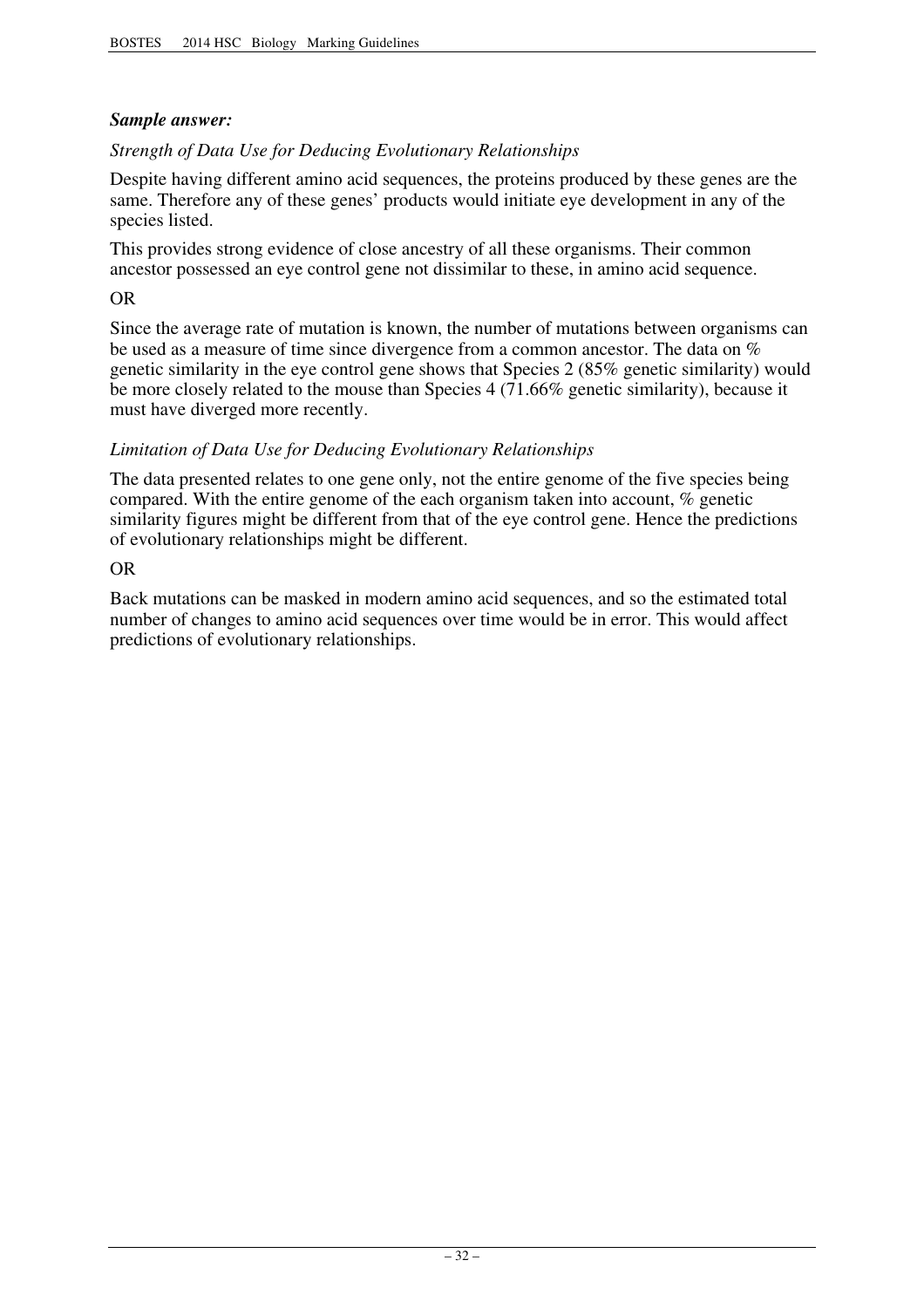***Sample answer:***

*Strength of Data Use for Deducing Evolutionary Relationships*

Despite having different amino acid sequences, the proteins produced by these genes are the same. Therefore any of these genes' products would initiate eye development in any of the species listed.

This provides strong evidence of close ancestry of all these organisms. Their common ancestor possessed an eye control gene not dissimilar to these, in amino acid sequence.

OR

Since the average rate of mutation is known, the number of mutations between organisms can be used as a measure of time since divergence from a common ancestor. The data on % genetic similarity in the eye control gene shows that Species 2 (85% genetic similarity) would be more closely related to the mouse than Species 4 (71.66% genetic similarity), because it must have diverged more recently.

*Limitation of Data Use for Deducing Evolutionary Relationships*

The data presented relates to one gene only, not the entire genome of the five species being compared. With the entire genome of the each organism taken into account, % genetic similarity figures might be different from that of the eye control gene. Hence the predictions of evolutionary relationships might be different.

OR

Back mutations can be masked in modern amino acid sequences, and so the estimated total number of changes to amino acid sequences over time would be in error. This would affect predictions of evolutionary relationships.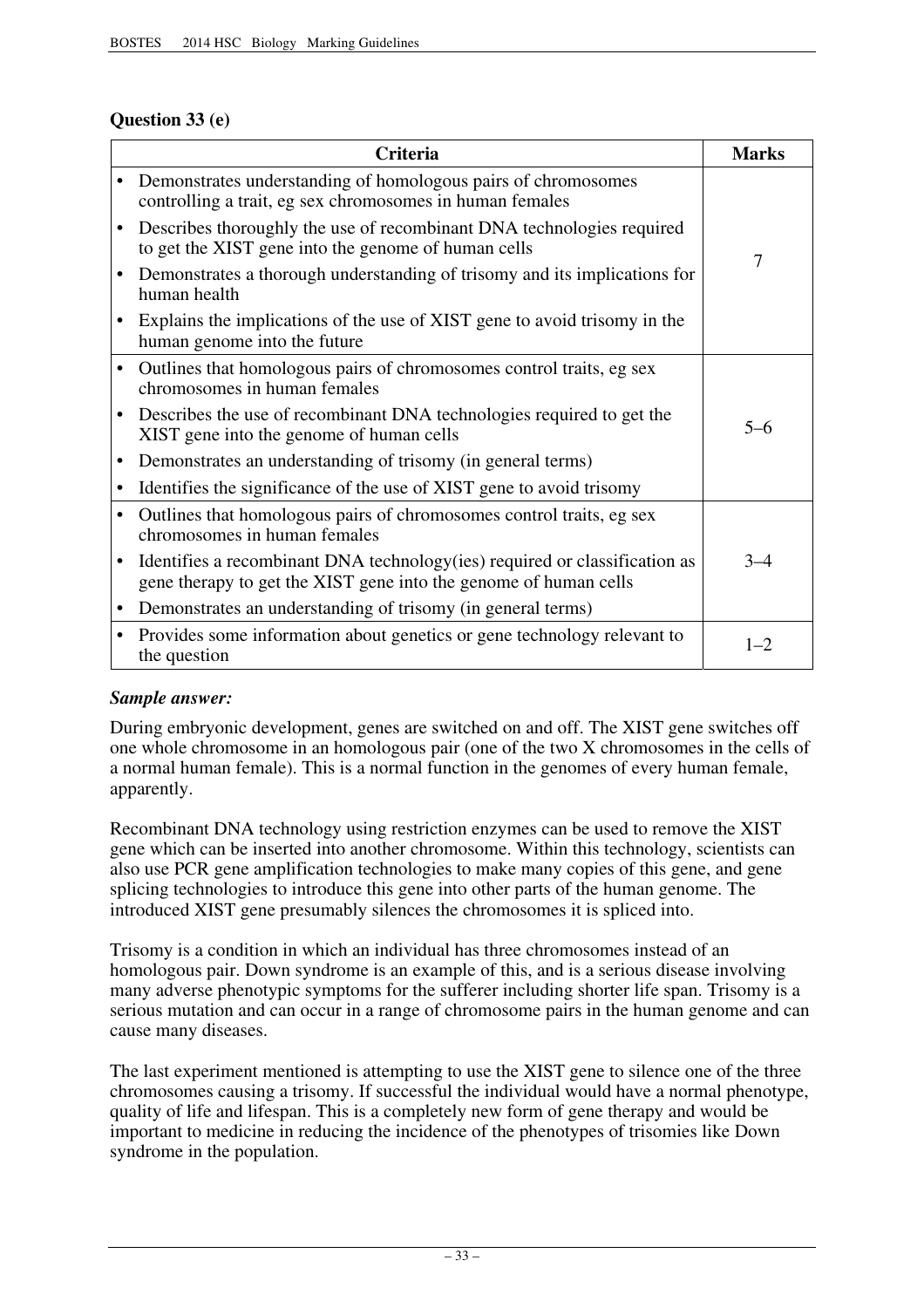## Question 33 (e)

| Criteria | Marks |
|---|---|
| • Demonstrates understanding of homologous pairs of chromosomes controlling a trait, eg sex chromosomes in human females<br>• Describes thoroughly the use of recombinant DNA technologies required to get the XIST gene into the genome of human cells<br>• Demonstrates a thorough understanding of trisomy and its implications for human health<br>• Explains the implications of the use of XIST gene to avoid trisomy in the human genome into the future | 7 |
| • Outlines that homologous pairs of chromosomes control traits, eg sex chromosomes in human females<br>• Describes the use of recombinant DNA technologies required to get the XIST gene into the genome of human cells<br>• Demonstrates an understanding of trisomy (in general terms)<br>• Identifies the significance of the use of XIST gene to avoid trisomy | 5–6 |
| • Outlines that homologous pairs of chromosomes control traits, eg sex chromosomes in human females<br>• Identifies a recombinant DNA technology(ies) required or classification as gene therapy to get the XIST gene into the genome of human cells<br>• Demonstrates an understanding of trisomy (in general terms) | 3–4 |
| • Provides some information about genetics or gene technology relevant to the question | 1–2 |

***Sample answer:***

During embryonic development, genes are switched on and off. The XIST gene switches off one whole chromosome in an homologous pair (one of the two X chromosomes in the cells of a normal human female). This is a normal function in the genomes of every human female, apparently.

Recombinant DNA technology using restriction enzymes can be used to remove the XIST gene which can be inserted into another chromosome. Within this technology, scientists can also use PCR gene amplification technologies to make many copies of this gene, and gene splicing technologies to introduce this gene into other parts of the human genome. The introduced XIST gene presumably silences the chromosomes it is spliced into.

Trisomy is a condition in which an individual has three chromosomes instead of an homologous pair. Down syndrome is an example of this, and is a serious disease involving many adverse phenotypic symptoms for the sufferer including shorter life span. Trisomy is a serious mutation and can occur in a range of chromosome pairs in the human genome and can cause many diseases.

The last experiment mentioned is attempting to use the XIST gene to silence one of the three chromosomes causing a trisomy. If successful the individual would have a normal phenotype, quality of life and lifespan. This is a completely new form of gene therapy and would be important to medicine in reducing the incidence of the phenotypes of trisomies like Down syndrome in the population.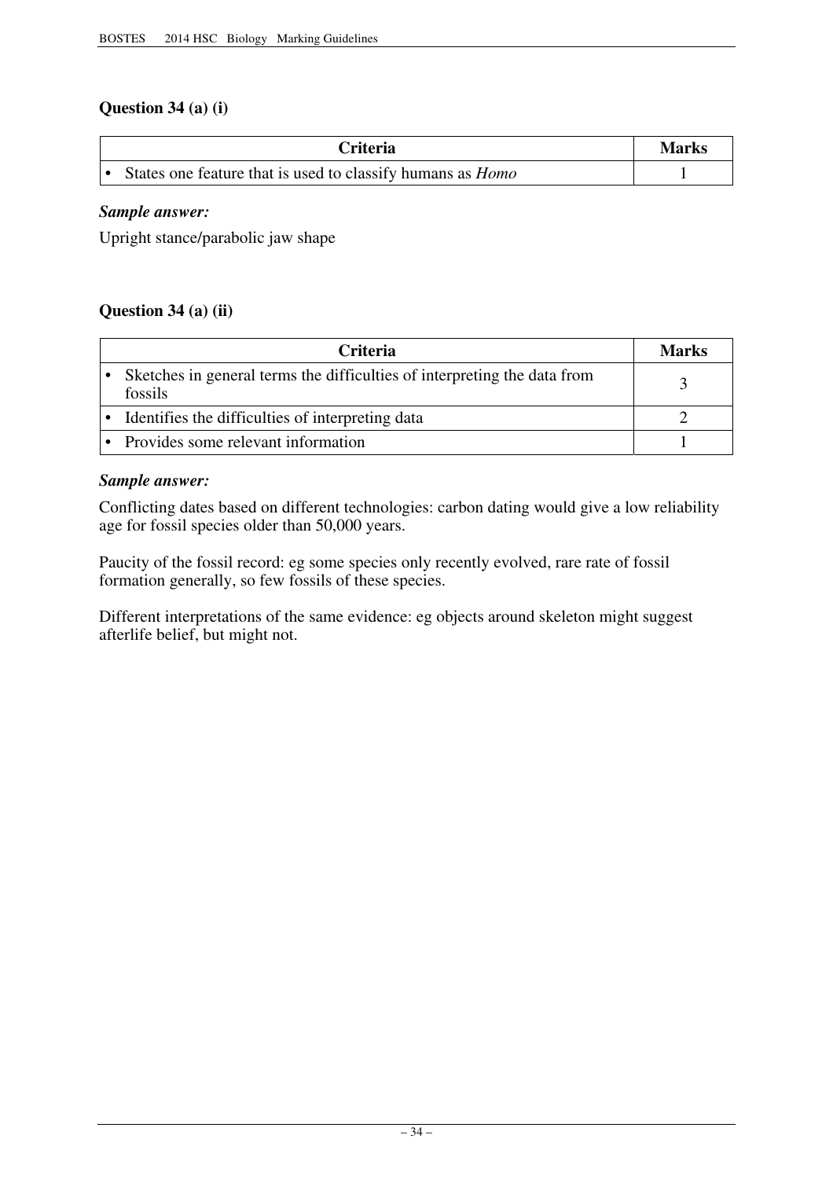## Question 34 (a) (i)

| Criteria | Marks |
|---|---|
| • States one feature that is used to classify humans as *Homo* | 1 |

***Sample answer:***

Upright stance/parabolic jaw shape

## Question 34 (a) (ii)

| Criteria | Marks |
|---|---|
| • Sketches in general terms the difficulties of interpreting the data from fossils | 3 |
| • Identifies the difficulties of interpreting data | 2 |
| • Provides some relevant information | 1 |

***Sample answer:***

Conflicting dates based on different technologies: carbon dating would give a low reliability age for fossil species older than 50,000 years.

Paucity of the fossil record: eg some species only recently evolved, rare rate of fossil formation generally, so few fossils of these species.

Different interpretations of the same evidence: eg objects around skeleton might suggest afterlife belief, but might not.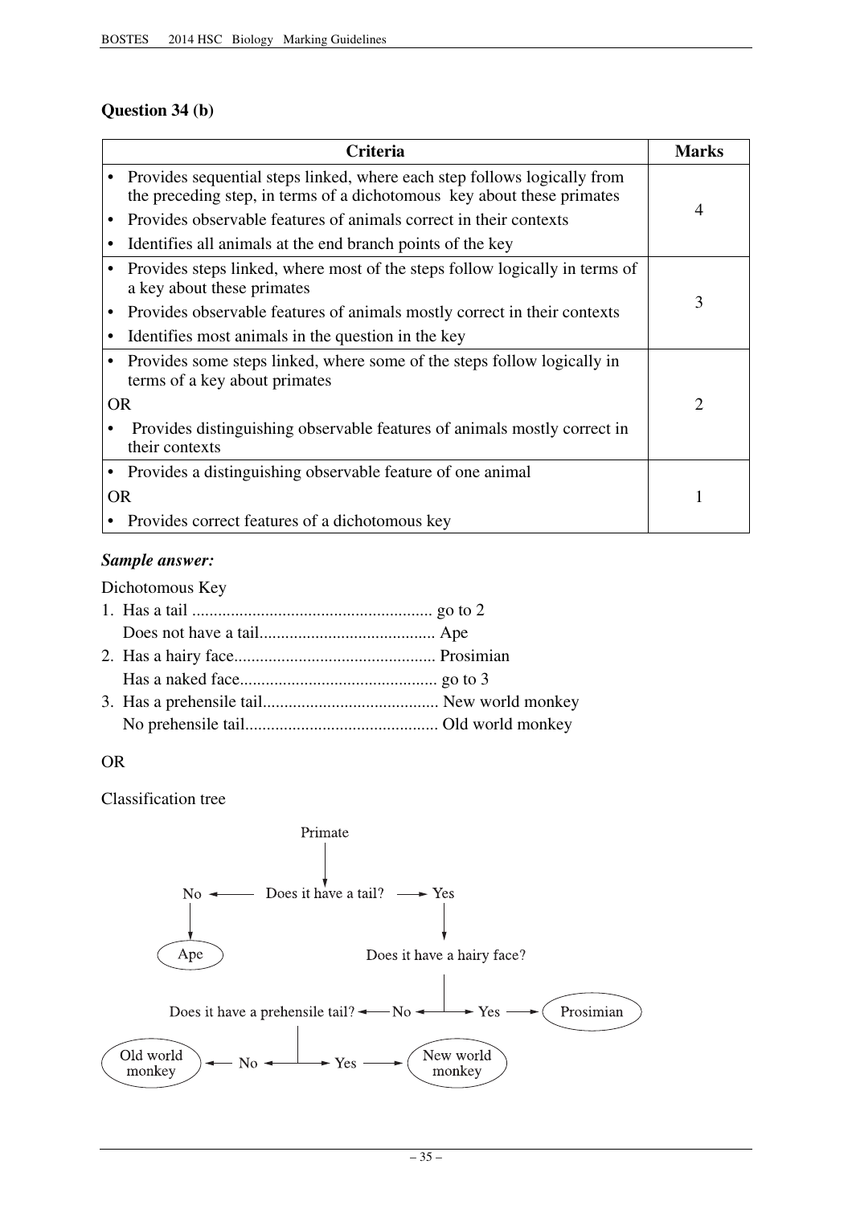## Question 34 (b)

| Criteria | Marks |
|---|---|
| • Provides sequential steps linked, where each step follows logically from the preceding step, in terms of a dichotomous key about these primates<br>• Provides observable features of animals correct in their contexts<br>• Identifies all animals at the end branch points of the key | 4 |
| • Provides steps linked, where most of the steps follow logically in terms of a key about these primates<br>• Provides observable features of animals mostly correct in their contexts<br>• Identifies most animals in the question in the key | 3 |
| • Provides some steps linked, where some of the steps follow logically in terms of a key about primates<br>OR<br>• Provides distinguishing observable features of animals mostly correct in their contexts | 2 |
| • Provides a distinguishing observable feature of one animal<br>OR<br>• Provides correct features of a dichotomous key | 1 |

***Sample answer:***

Dichotomous Key

1. Has a tail ........................................................ go to 2
   Does not have a tail......................................... Ape
2. Has a hairy face............................................... Prosimian
   Has a naked face.............................................. go to 3
3. Has a prehensile tail......................................... New world monkey
   No prehensile tail............................................. Old world monkey

OR

Classification tree

Primate

Does it have a tail?

No

Yes

Ape

Does it have a hairy face?

Does it have a prehensile tail?

No

Yes

Prosimian

Old world monkey

No

Yes

New world monkey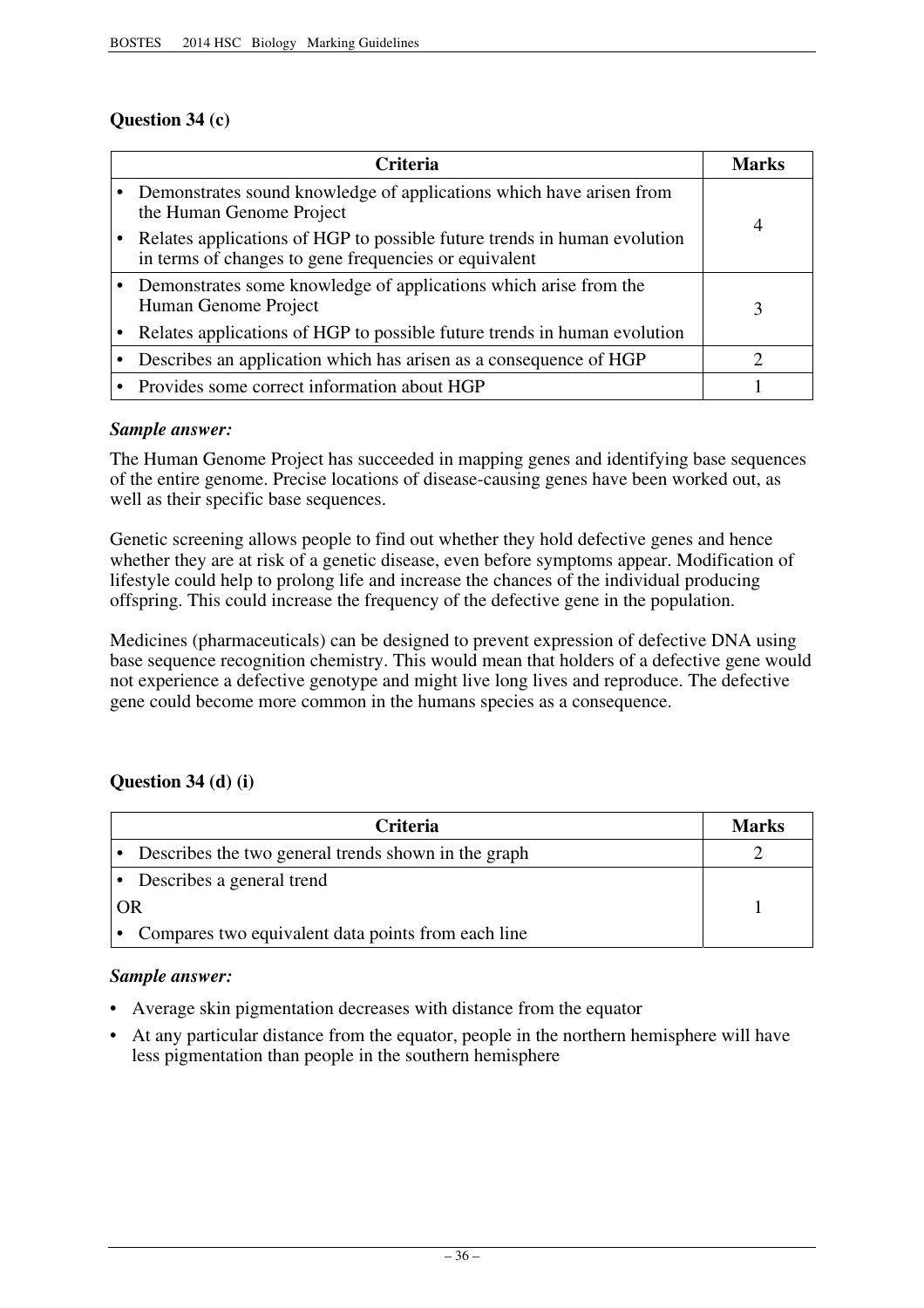### Question 34 (c)

| Criteria | Marks |
|---|---|
| • Demonstrates sound knowledge of applications which have arisen from the Human Genome Project<br>• Relates applications of HGP to possible future trends in human evolution in terms of changes to gene frequencies or equivalent | 4 |
| • Demonstrates some knowledge of applications which arise from the Human Genome Project<br>• Relates applications of HGP to possible future trends in human evolution | 3 |
| • Describes an application which has arisen as a consequence of HGP | 2 |
| • Provides some correct information about HGP | 1 |

***Sample answer:***

The Human Genome Project has succeeded in mapping genes and identifying base sequences of the entire genome. Precise locations of disease-causing genes have been worked out, as well as their specific base sequences.

Genetic screening allows people to find out whether they hold defective genes and hence whether they are at risk of a genetic disease, even before symptoms appear. Modification of lifestyle could help to prolong life and increase the chances of the individual producing offspring. This could increase the frequency of the defective gene in the population.

Medicines (pharmaceuticals) can be designed to prevent expression of defective DNA using base sequence recognition chemistry. This would mean that holders of a defective gene would not experience a defective genotype and might live long lives and reproduce. The defective gene could become more common in the humans species as a consequence.

### Question 34 (d) (i)

| Criteria | Marks |
|---|---|
| • Describes the two general trends shown in the graph | 2 |
| • Describes a general trend<br>OR<br>• Compares two equivalent data points from each line | 1 |

***Sample answer:***

- Average skin pigmentation decreases with distance from the equator
- At any particular distance from the equator, people in the northern hemisphere will have less pigmentation than people in the southern hemisphere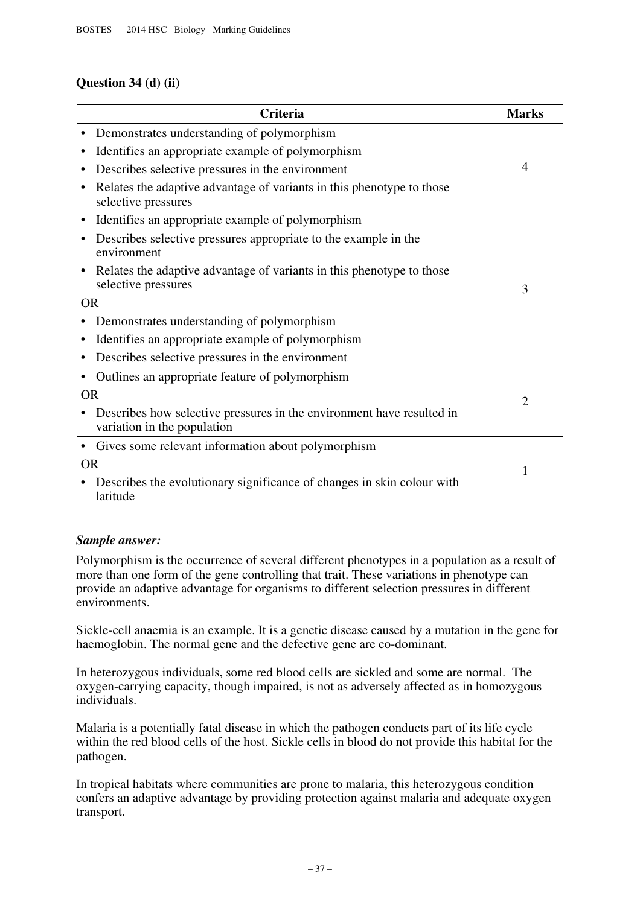### Question 34 (d) (ii)

| Criteria | Marks |
| --- | --- |
| • Demonstrates understanding of polymorphism<br>• Identifies an appropriate example of polymorphism<br>• Describes selective pressures in the environment<br>• Relates the adaptive advantage of variants in this phenotype to those selective pressures | 4 |
| • Identifies an appropriate example of polymorphism<br>• Describes selective pressures appropriate to the example in the environment<br>• Relates the adaptive advantage of variants in this phenotype to those selective pressures<br>OR<br>• Demonstrates understanding of polymorphism<br>• Identifies an appropriate example of polymorphism<br>• Describes selective pressures in the environment | 3 |
| • Outlines an appropriate feature of polymorphism<br>OR<br>• Describes how selective pressures in the environment have resulted in variation in the population | 2 |
| • Gives some relevant information about polymorphism<br>OR<br>• Describes the evolutionary significance of changes in skin colour with latitude | 1 |

***Sample answer:***

Polymorphism is the occurrence of several different phenotypes in a population as a result of more than one form of the gene controlling that trait. These variations in phenotype can provide an adaptive advantage for organisms to different selection pressures in different environments.

Sickle-cell anaemia is an example. It is a genetic disease caused by a mutation in the gene for haemoglobin. The normal gene and the defective gene are co-dominant.

In heterozygous individuals, some red blood cells are sickled and some are normal. The oxygen-carrying capacity, though impaired, is not as adversely affected as in homozygous individuals.

Malaria is a potentially fatal disease in which the pathogen conducts part of its life cycle within the red blood cells of the host. Sickle cells in blood do not provide this habitat for the pathogen.

In tropical habitats where communities are prone to malaria, this heterozygous condition confers an adaptive advantage by providing protection against malaria and adequate oxygen transport.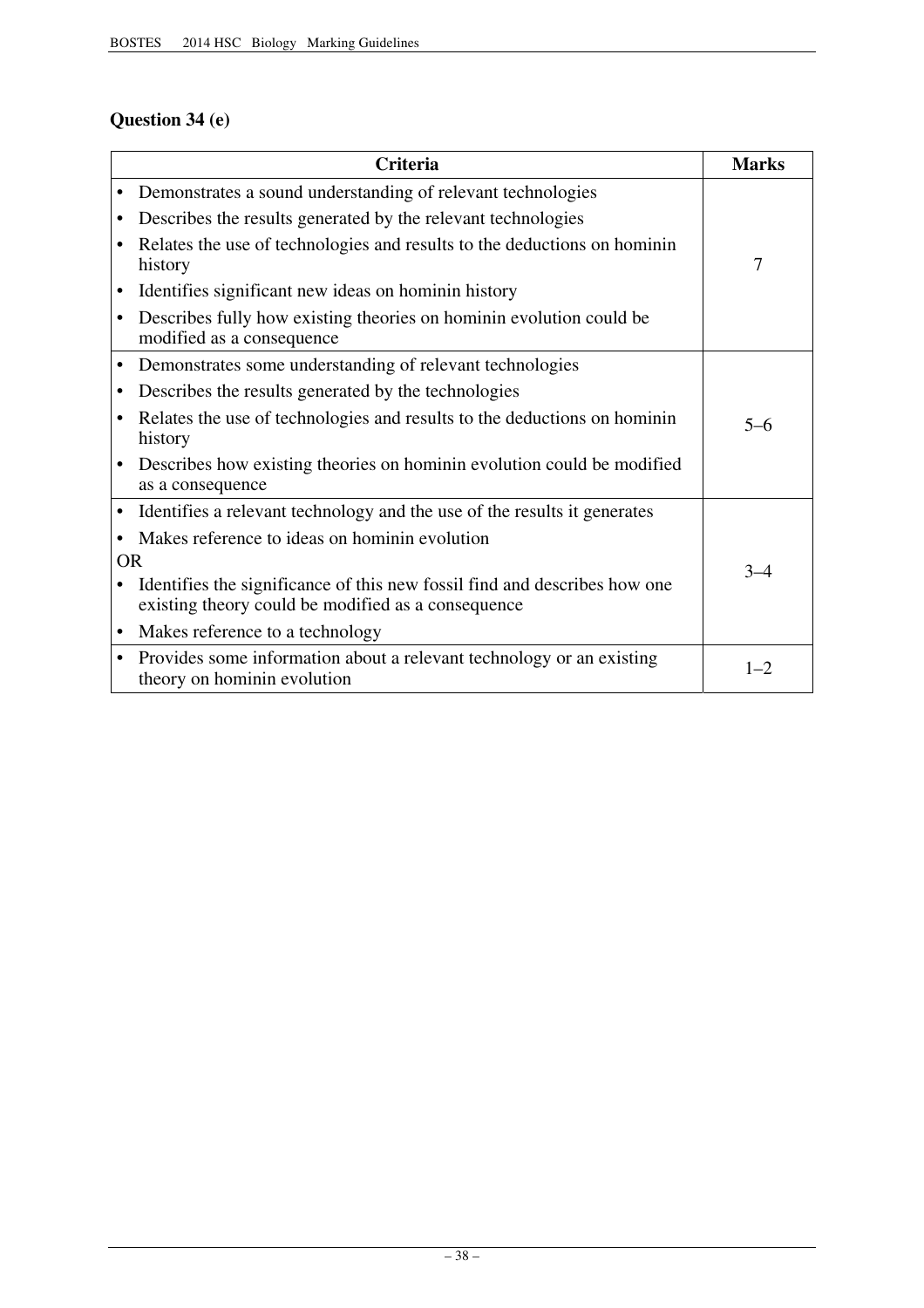## Question 34 (e)

| Criteria | Marks |
|---|---|
| • Demonstrates a sound understanding of relevant technologies<br>• Describes the results generated by the relevant technologies<br>• Relates the use of technologies and results to the deductions on hominin history<br>• Identifies significant new ideas on hominin history<br>• Describes fully how existing theories on hominin evolution could be modified as a consequence | 7 |
| • Demonstrates some understanding of relevant technologies<br>• Describes the results generated by the technologies<br>• Relates the use of technologies and results to the deductions on hominin history<br>• Describes how existing theories on hominin evolution could be modified as a consequence | 5–6 |
| • Identifies a relevant technology and the use of the results it generates<br>• Makes reference to ideas on hominin evolution<br>OR<br>• Identifies the significance of this new fossil find and describes how one existing theory could be modified as a consequence<br>• Makes reference to a technology | 3–4 |
| • Provides some information about a relevant technology or an existing theory on hominin evolution | 1–2 |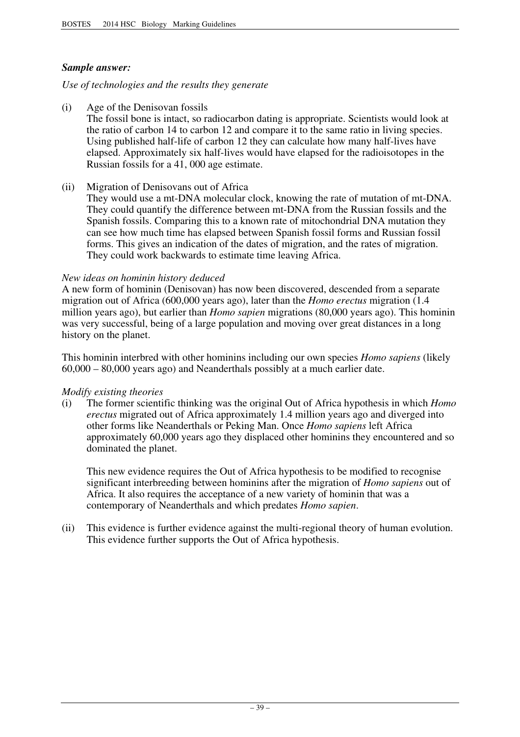***Sample answer:***

*Use of technologies and the results they generate*

(i) Age of the Denisovan fossils
The fossil bone is intact, so radiocarbon dating is appropriate. Scientists would look at the ratio of carbon 14 to carbon 12 and compare it to the same ratio in living species. Using published half-life of carbon 12 they can calculate how many half-lives have elapsed. Approximately six half-lives would have elapsed for the radioisotopes in the Russian fossils for a 41, 000 age estimate.

(ii) Migration of Denisovans out of Africa
They would use a mt-DNA molecular clock, knowing the rate of mutation of mt-DNA. They could quantify the difference between mt-DNA from the Russian fossils and the Spanish fossils. Comparing this to a known rate of mitochondrial DNA mutation they can see how much time has elapsed between Spanish fossil forms and Russian fossil forms. This gives an indication of the dates of migration, and the rates of migration. They could work backwards to estimate time leaving Africa.

*New ideas on hominin history deduced*

A new form of hominin (Denisovan) has now been discovered, descended from a separate migration out of Africa (600,000 years ago), later than the *Homo erectus* migration (1.4 million years ago), but earlier than *Homo sapien* migrations (80,000 years ago). This hominin was very successful, being of a large population and moving over great distances in a long history on the planet.

This hominin interbred with other hominins including our own species *Homo sapiens* (likely 60,000 – 80,000 years ago) and Neanderthals possibly at a much earlier date.

*Modify existing theories*

(i) The former scientific thinking was the original Out of Africa hypothesis in which *Homo erectus* migrated out of Africa approximately 1.4 million years ago and diverged into other forms like Neanderthals or Peking Man. Once *Homo sapiens* left Africa approximately 60,000 years ago they displaced other hominins they encountered and so dominated the planet.

This new evidence requires the Out of Africa hypothesis to be modified to recognise significant interbreeding between hominins after the migration of *Homo sapiens* out of Africa. It also requires the acceptance of a new variety of hominin that was a contemporary of Neanderthals and which predates *Homo sapien*.

(ii) This evidence is further evidence against the multi-regional theory of human evolution. This evidence further supports the Out of Africa hypothesis.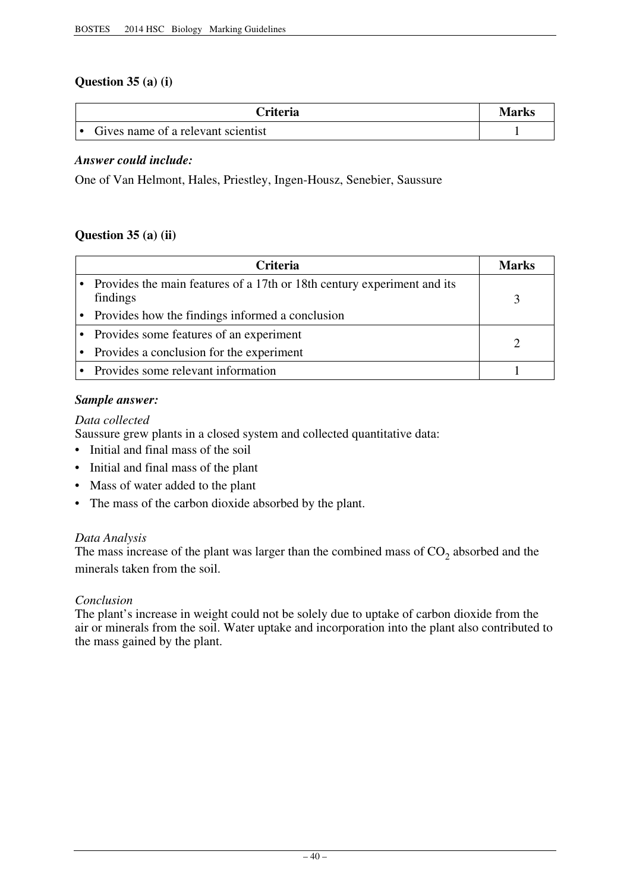## Question 35 (a) (i)

| Criteria | Marks |
|---|---|
| • Gives name of a relevant scientist | 1 |

***Answer could include:***

One of Van Helmont, Hales, Priestley, Ingen-Housz, Senebier, Saussure

## Question 35 (a) (ii)

| Criteria | Marks |
|---|---|
| • Provides the main features of a 17th or 18th century experiment and its findings<br>• Provides how the findings informed a conclusion | 3 |
| • Provides some features of an experiment<br>• Provides a conclusion for the experiment | 2 |
| • Provides some relevant information | 1 |

***Sample answer:***

*Data collected*

Saussure grew plants in a closed system and collected quantitative data:

- Initial and final mass of the soil
- Initial and final mass of the plant
- Mass of water added to the plant
- The mass of the carbon dioxide absorbed by the plant.

*Data Analysis*

The mass increase of the plant was larger than the combined mass of $CO_2$ absorbed and the minerals taken from the soil.

*Conclusion*

The plant's increase in weight could not be solely due to uptake of carbon dioxide from the air or minerals from the soil. Water uptake and incorporation into the plant also contributed to the mass gained by the plant.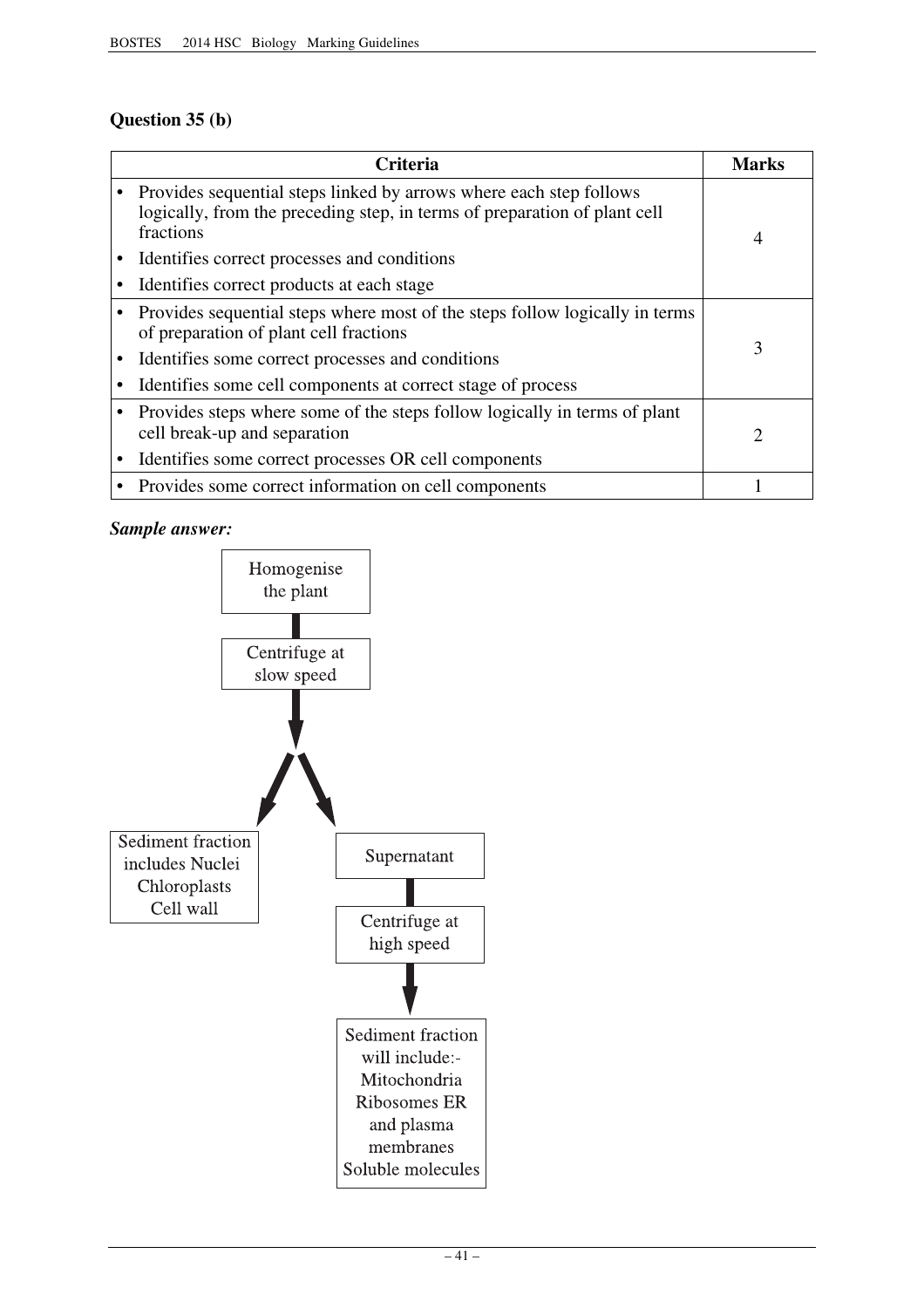## Question 35 (b)

| Criteria | Marks |
|---|---|
| • Provides sequential steps linked by arrows where each step follows logically, from the preceding step, in terms of preparation of plant cell fractions<br>• Identifies correct processes and conditions<br>• Identifies correct products at each stage | 4 |
| • Provides sequential steps where most of the steps follow logically in terms of preparation of plant cell fractions<br>• Identifies some correct processes and conditions<br>• Identifies some cell components at correct stage of process | 3 |
| • Provides steps where some of the steps follow logically in terms of plant cell break-up and separation<br>• Identifies some correct processes OR cell components | 2 |
| • Provides some correct information on cell components | 1 |

***Sample answer:***

Homogenise the plant

Centrifuge at slow speed

Sediment fraction includes Nuclei Chloroplasts Cell wall

Supernatant

Centrifuge at high speed

Sediment fraction will include:- Mitochondria Ribosomes ER and plasma membranes Soluble molecules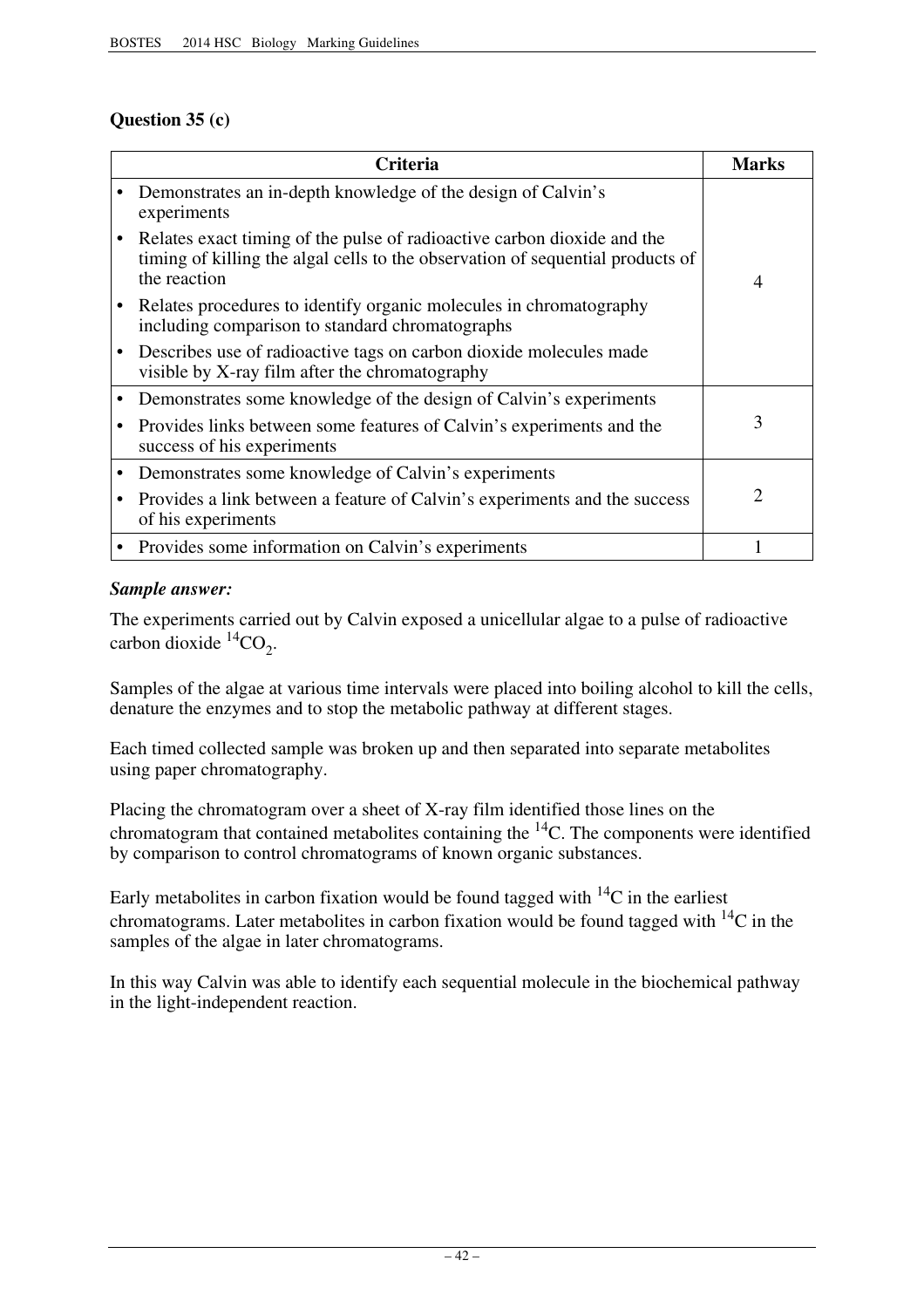## Question 35 (c)

| Criteria | Marks |
|---|---|
| • Demonstrates an in-depth knowledge of the design of Calvin's experiments<br>• Relates exact timing of the pulse of radioactive carbon dioxide and the timing of killing the algal cells to the observation of sequential products of the reaction<br>• Relates procedures to identify organic molecules in chromatography including comparison to standard chromatographs<br>• Describes use of radioactive tags on carbon dioxide molecules made visible by X-ray film after the chromatography | 4 |
| • Demonstrates some knowledge of the design of Calvin's experiments<br>• Provides links between some features of Calvin's experiments and the success of his experiments | 3 |
| • Demonstrates some knowledge of Calvin's experiments<br>• Provides a link between a feature of Calvin's experiments and the success of his experiments | 2 |
| • Provides some information on Calvin's experiments | 1 |

***Sample answer:***

The experiments carried out by Calvin exposed a unicellular algae to a pulse of radioactive carbon dioxide $^{14}CO_2$.

Samples of the algae at various time intervals were placed into boiling alcohol to kill the cells, denature the enzymes and to stop the metabolic pathway at different stages.

Each timed collected sample was broken up and then separated into separate metabolites using paper chromatography.

Placing the chromatogram over a sheet of X-ray film identified those lines on the chromatogram that contained metabolites containing the $^{14}C$. The components were identified by comparison to control chromatograms of known organic substances.

Early metabolites in carbon fixation would be found tagged with $^{14}C$ in the earliest chromatograms. Later metabolites in carbon fixation would be found tagged with $^{14}C$ in the samples of the algae in later chromatograms.

In this way Calvin was able to identify each sequential molecule in the biochemical pathway in the light-independent reaction.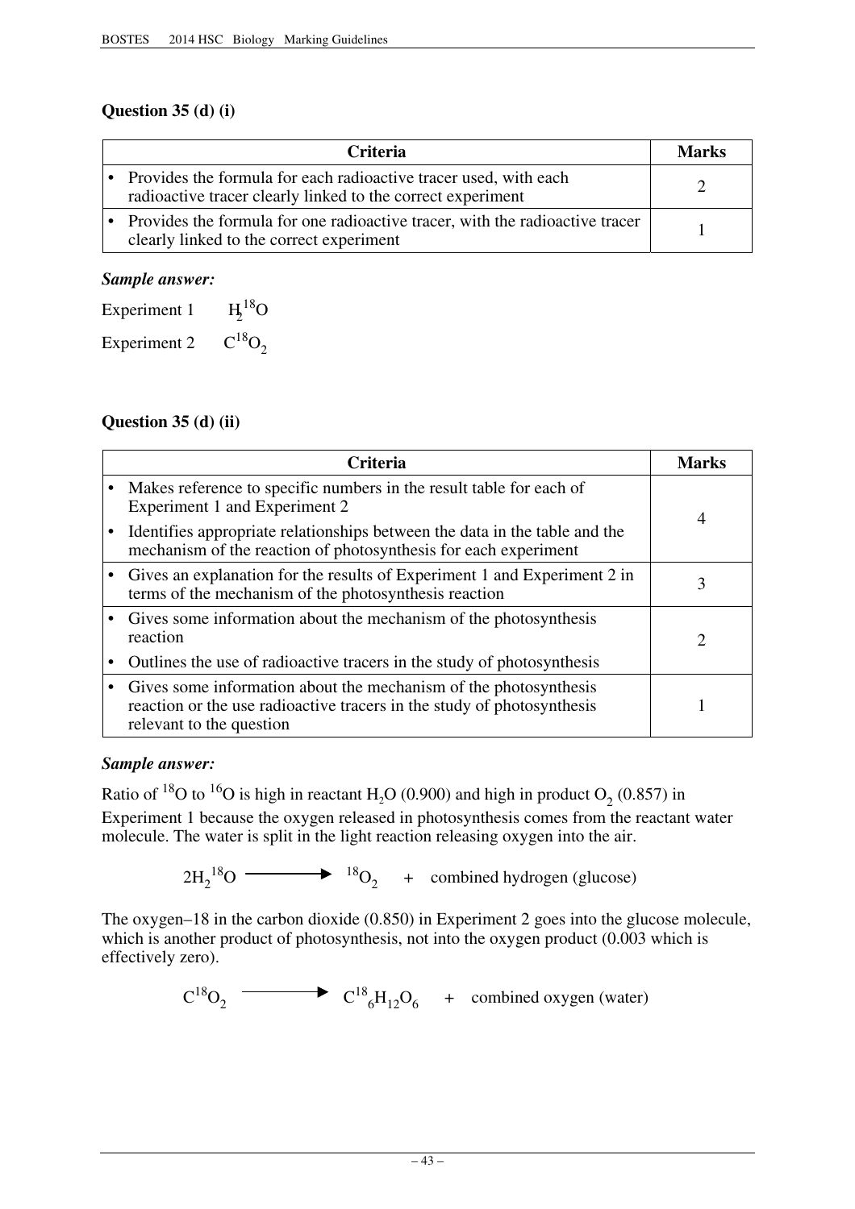### Question 35 (d) (i)

| Criteria | Marks |
|---|---|
| • Provides the formula for each radioactive tracer used, with each radioactive tracer clearly linked to the correct experiment | 2 |
| • Provides the formula for one radioactive tracer, with the radioactive tracer clearly linked to the correct experiment | 1 |

***Sample answer:***

Experiment 1 $H_2{}^{18}O$

Experiment 2 $C^{18}O_2$

### Question 35 (d) (ii)

| Criteria | Marks |
|---|---|
| • Makes reference to specific numbers in the result table for each of Experiment 1 and Experiment 2<br>• Identifies appropriate relationships between the data in the table and the mechanism of the reaction of photosynthesis for each experiment | 4 |
| • Gives an explanation for the results of Experiment 1 and Experiment 2 in terms of the mechanism of the photosynthesis reaction | 3 |
| • Gives some information about the mechanism of the photosynthesis reaction<br>• Outlines the use of radioactive tracers in the study of photosynthesis | 2 |
| • Gives some information about the mechanism of the photosynthesis reaction or the use radioactive tracers in the study of photosynthesis relevant to the question | 1 |

***Sample answer:***

Ratio of $^{18}O$ to $^{16}O$ is high in reactant $H_2O$ (0.900) and high in product $O_2$ (0.857) in Experiment 1 because the oxygen released in photosynthesis comes from the reactant water molecule. The water is split in the light reaction releasing oxygen into the air.

$$2H_2{}^{18}O \longrightarrow {}^{18}O_2 \quad + \quad \text{combined hydrogen (glucose)}$$

The oxygen–18 in the carbon dioxide (0.850) in Experiment 2 goes into the glucose molecule, which is another product of photosynthesis, not into the oxygen product (0.003 which is effectively zero).

$$C^{18}O_2 \longrightarrow C^{18}{}_6H_{12}O_6 \quad + \quad \text{combined oxygen (water)}$$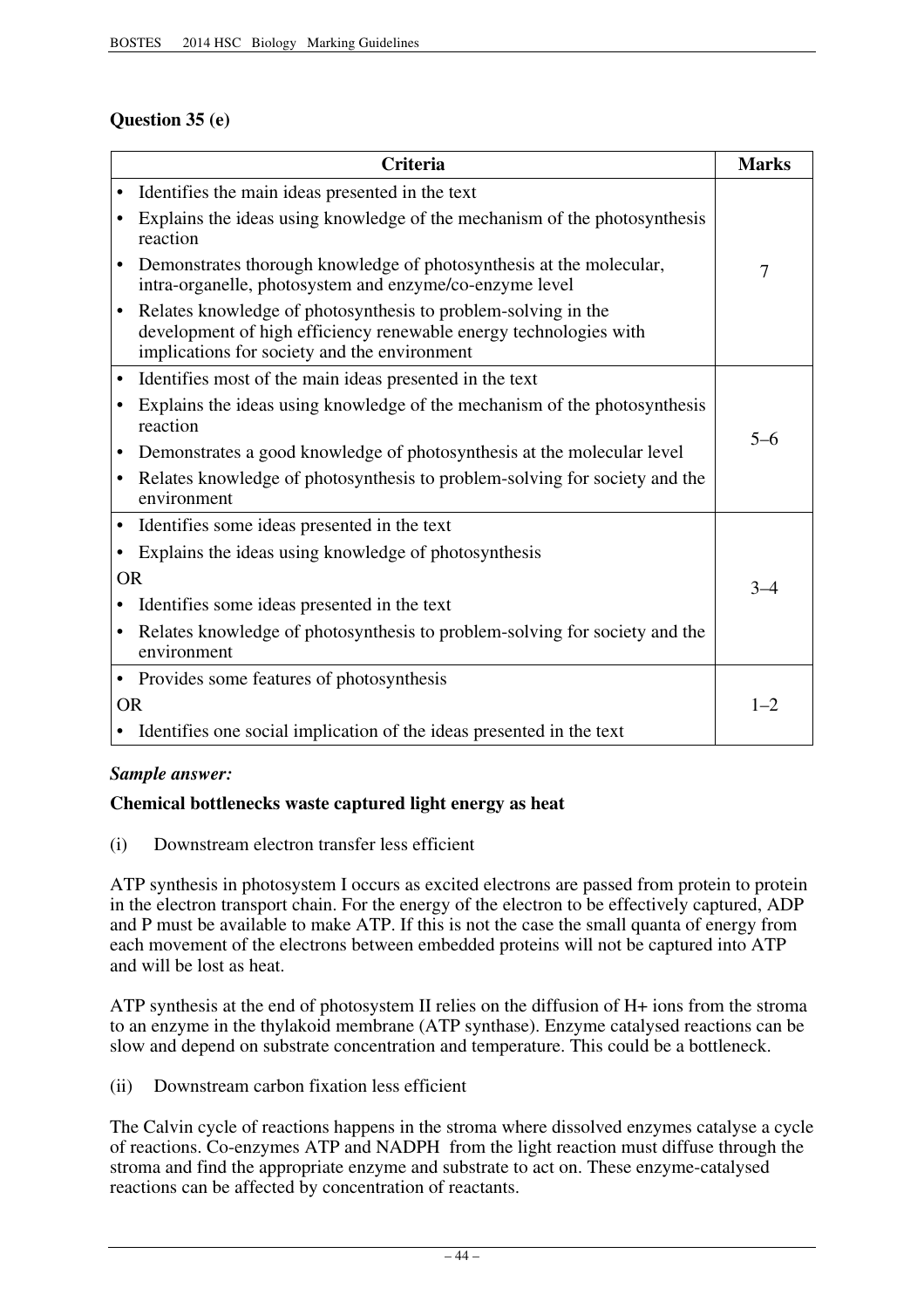## Question 35 (e)

| Criteria | Marks |
|---|---|
| • Identifies the main ideas presented in the text<br>• Explains the ideas using knowledge of the mechanism of the photosynthesis reaction<br>• Demonstrates thorough knowledge of photosynthesis at the molecular, intra-organelle, photosystem and enzyme/co-enzyme level<br>• Relates knowledge of photosynthesis to problem-solving in the development of high efficiency renewable energy technologies with implications for society and the environment | 7 |
| • Identifies most of the main ideas presented in the text<br>• Explains the ideas using knowledge of the mechanism of the photosynthesis reaction<br>• Demonstrates a good knowledge of photosynthesis at the molecular level<br>• Relates knowledge of photosynthesis to problem-solving for society and the environment | 5–6 |
| • Identifies some ideas presented in the text<br>• Explains the ideas using knowledge of photosynthesis<br>OR<br>• Identifies some ideas presented in the text<br>• Relates knowledge of photosynthesis to problem-solving for society and the environment | 3–4 |
| • Provides some features of photosynthesis<br>OR<br>• Identifies one social implication of the ideas presented in the text | 1–2 |

***Sample answer:***

**Chemical bottlenecks waste captured light energy as heat**

(i) Downstream electron transfer less efficient

ATP synthesis in photosystem I occurs as excited electrons are passed from protein to protein in the electron transport chain. For the energy of the electron to be effectively captured, ADP and P must be available to make ATP. If this is not the case the small quanta of energy from each movement of the electrons between embedded proteins will not be captured into ATP and will be lost as heat.

ATP synthesis at the end of photosystem II relies on the diffusion of H+ ions from the stroma to an enzyme in the thylakoid membrane (ATP synthase). Enzyme catalysed reactions can be slow and depend on substrate concentration and temperature. This could be a bottleneck.

(ii) Downstream carbon fixation less efficient

The Calvin cycle of reactions happens in the stroma where dissolved enzymes catalyse a cycle of reactions. Co-enzymes ATP and NADPH from the light reaction must diffuse through the stroma and find the appropriate enzyme and substrate to act on. These enzyme-catalysed reactions can be affected by concentration of reactants.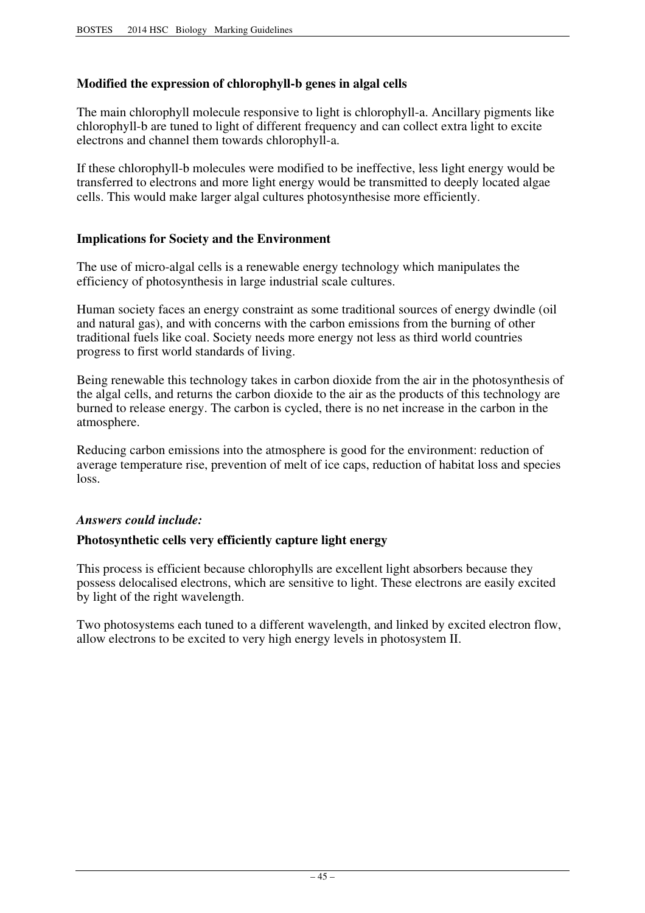**Modified the expression of chlorophyll-b genes in algal cells**

The main chlorophyll molecule responsive to light is chlorophyll-a. Ancillary pigments like chlorophyll-b are tuned to light of different frequency and can collect extra light to excite electrons and channel them towards chlorophyll-a.

If these chlorophyll-b molecules were modified to be ineffective, less light energy would be transferred to electrons and more light energy would be transmitted to deeply located algae cells. This would make larger algal cultures photosynthesise more efficiently.

**Implications for Society and the Environment**

The use of micro-algal cells is a renewable energy technology which manipulates the efficiency of photosynthesis in large industrial scale cultures.

Human society faces an energy constraint as some traditional sources of energy dwindle (oil and natural gas), and with concerns with the carbon emissions from the burning of other traditional fuels like coal. Society needs more energy not less as third world countries progress to first world standards of living.

Being renewable this technology takes in carbon dioxide from the air in the photosynthesis of the algal cells, and returns the carbon dioxide to the air as the products of this technology are burned to release energy. The carbon is cycled, there is no net increase in the carbon in the atmosphere.

Reducing carbon emissions into the atmosphere is good for the environment: reduction of average temperature rise, prevention of melt of ice caps, reduction of habitat loss and species loss.

***Answers could include:***

**Photosynthetic cells very efficiently capture light energy**

This process is efficient because chlorophylls are excellent light absorbers because they possess delocalised electrons, which are sensitive to light. These electrons are easily excited by light of the right wavelength.

Two photosystems each tuned to a different wavelength, and linked by excited electron flow, allow electrons to be excited to very high energy levels in photosystem II.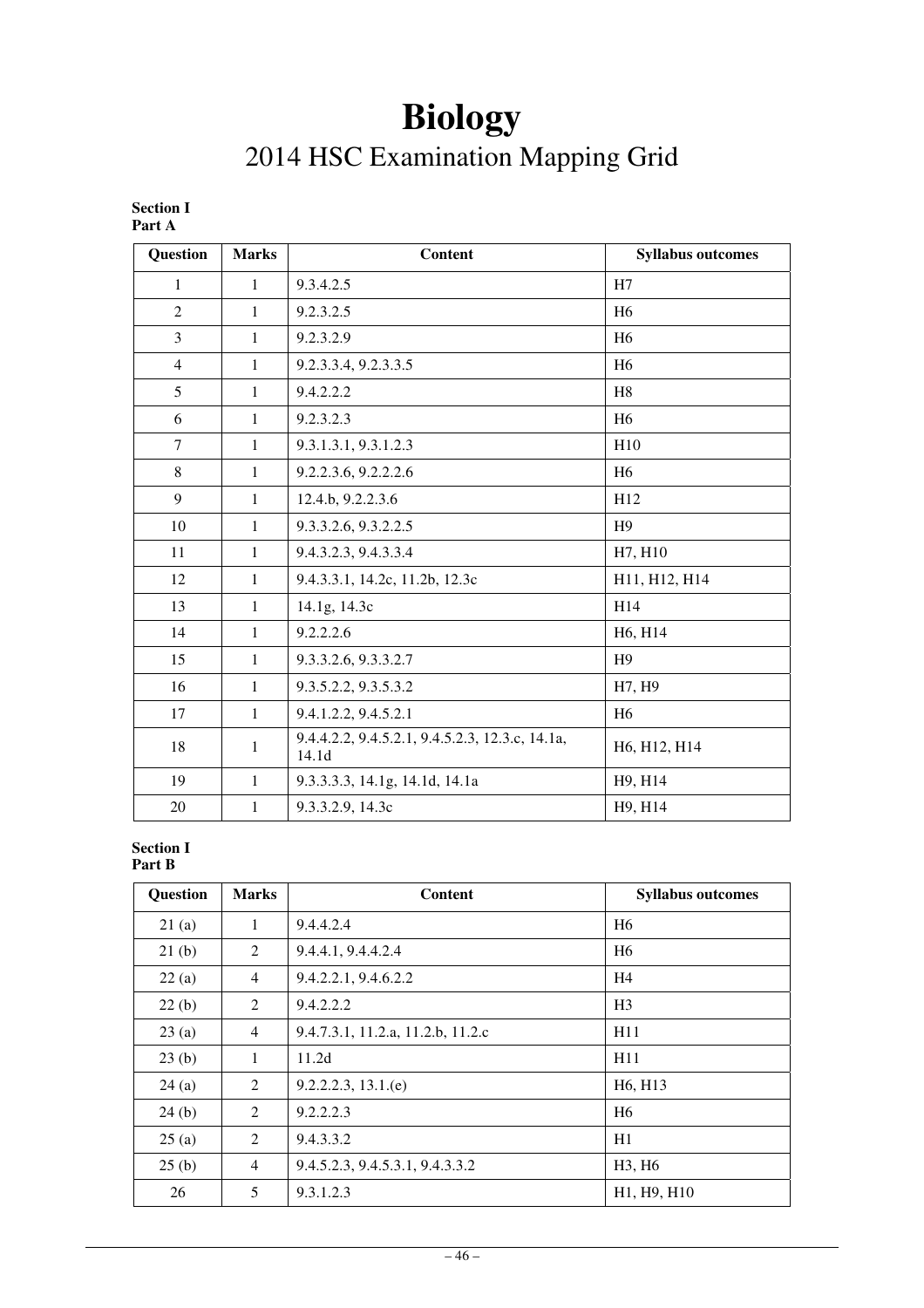# Biology

## 2014 HSC Examination Mapping Grid

**Section I**
**Part A**

| Question | Marks | Content | Syllabus outcomes |
|---|---|---|---|
| 1 | 1 | 9.3.4.2.5 | H7 |
| 2 | 1 | 9.2.3.2.5 | H6 |
| 3 | 1 | 9.2.3.2.9 | H6 |
| 4 | 1 | 9.2.3.3.4, 9.2.3.3.5 | H6 |
| 5 | 1 | 9.4.2.2.2 | H8 |
| 6 | 1 | 9.2.3.2.3 | H6 |
| 7 | 1 | 9.3.1.3.1, 9.3.1.2.3 | H10 |
| 8 | 1 | 9.2.2.3.6, 9.2.2.2.6 | H6 |
| 9 | 1 | 12.4.b, 9.2.2.3.6 | H12 |
| 10 | 1 | 9.3.3.2.6, 9.3.2.2.5 | H9 |
| 11 | 1 | 9.4.3.2.3, 9.4.3.3.4 | H7, H10 |
| 12 | 1 | 9.4.3.3.1, 14.2c, 11.2b, 12.3c | H11, H12, H14 |
| 13 | 1 | 14.1g, 14.3c | H14 |
| 14 | 1 | 9.2.2.2.6 | H6, H14 |
| 15 | 1 | 9.3.3.2.6, 9.3.3.2.7 | H9 |
| 16 | 1 | 9.3.5.2.2, 9.3.5.3.2 | H7, H9 |
| 17 | 1 | 9.4.1.2.2, 9.4.5.2.1 | H6 |
| 18 | 1 | 9.4.4.2.2, 9.4.5.2.1, 9.4.5.2.3, 12.3.c, 14.1a, 14.1d | H6, H12, H14 |
| 19 | 1 | 9.3.3.3.3, 14.1g, 14.1d, 14.1a | H9, H14 |
| 20 | 1 | 9.3.3.2.9, 14.3c | H9, H14 |

**Section I**
**Part B**

| Question | Marks | Content | Syllabus outcomes |
|---|---|---|---|
| 21 (a) | 1 | 9.4.4.2.4 | H6 |
| 21 (b) | 2 | 9.4.4.1, 9.4.4.2.4 | H6 |
| 22 (a) | 4 | 9.4.2.2.1, 9.4.6.2.2 | H4 |
| 22 (b) | 2 | 9.4.2.2.2 | H3 |
| 23 (a) | 4 | 9.4.7.3.1, 11.2.a, 11.2.b, 11.2.c | H11 |
| 23 (b) | 1 | 11.2d | H11 |
| 24 (a) | 2 | 9.2.2.2.3, 13.1.(e) | H6, H13 |
| 24 (b) | 2 | 9.2.2.2.3 | H6 |
| 25 (a) | 2 | 9.4.3.3.2 | H1 |
| 25 (b) | 4 | 9.4.5.2.3, 9.4.5.3.1, 9.4.3.3.2 | H3, H6 |
| 26 | 5 | 9.3.1.2.3 | H1, H9, H10 |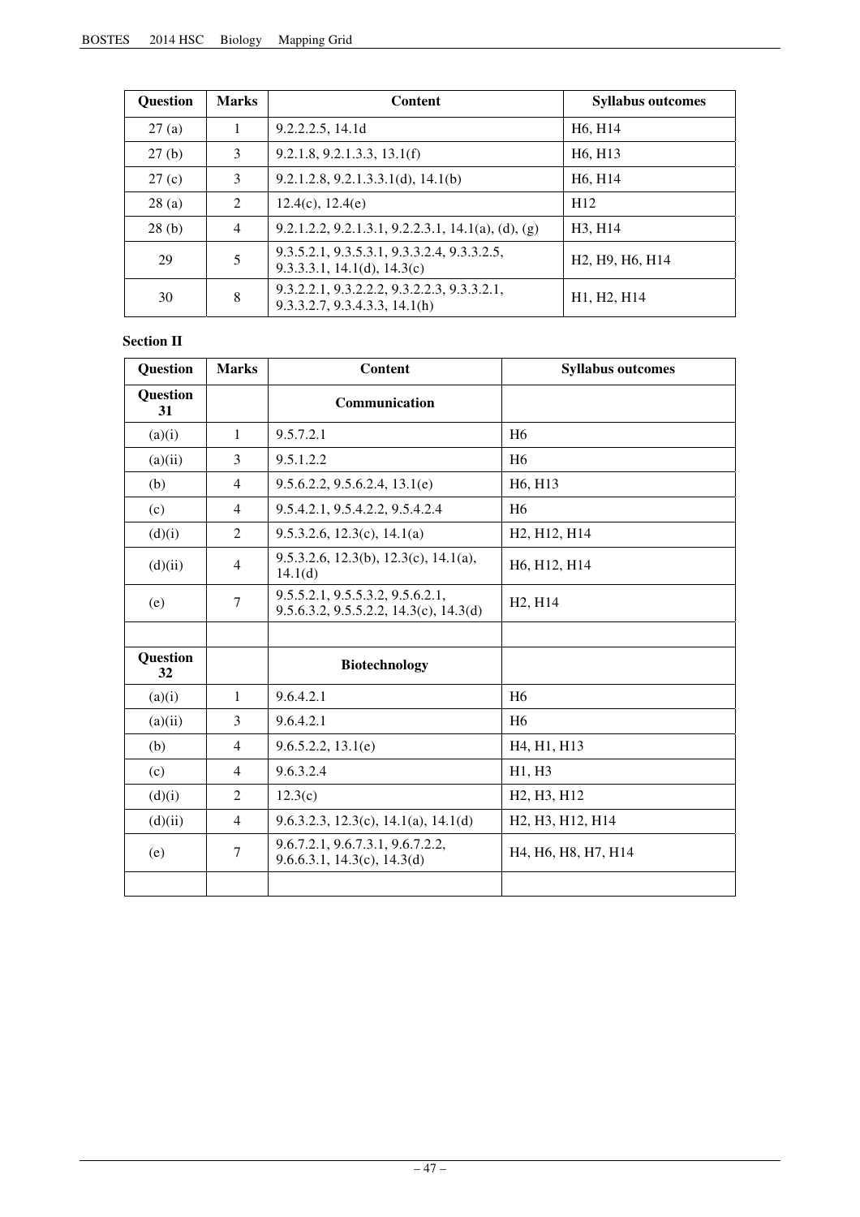| Question | Marks | Content | Syllabus outcomes |
|---|---|---|---|
| 27 (a) | 1 | 9.2.2.2.5, 14.1d | H6, H14 |
| 27 (b) | 3 | 9.2.1.8, 9.2.1.3.3, 13.1(f) | H6, H13 |
| 27 (c) | 3 | 9.2.1.2.8, 9.2.1.3.3.1(d), 14.1(b) | H6, H14 |
| 28 (a) | 2 | 12.4(c), 12.4(e) | H12 |
| 28 (b) | 4 | 9.2.1.2.2, 9.2.1.3.1, 9.2.2.3.1, 14.1(a), (d), (g) | H3, H14 |
| 29 | 5 | 9.3.5.2.1, 9.3.5.3.1, 9.3.3.2.4, 9.3.3.2.5, 9.3.3.3.1, 14.1(d), 14.3(c) | H2, H9, H6, H14 |
| 30 | 8 | 9.3.2.2.1, 9.3.2.2.2, 9.3.2.2.3, 9.3.3.2.1, 9.3.3.2.7, 9.3.4.3.3, 14.1(h) | H1, H2, H14 |

**Section II**

| Question | Marks | Content | Syllabus outcomes |
|---|---|---|---|
| **Question 31** | | **Communication** | |
| (a)(i) | 1 | 9.5.7.2.1 | H6 |
| (a)(ii) | 3 | 9.5.1.2.2 | H6 |
| (b) | 4 | 9.5.6.2.2, 9.5.6.2.4, 13.1(e) | H6, H13 |
| (c) | 4 | 9.5.4.2.1, 9.5.4.2.2, 9.5.4.2.4 | H6 |
| (d)(i) | 2 | 9.5.3.2.6, 12.3(c), 14.1(a) | H2, H12, H14 |
| (d)(ii) | 4 | 9.5.3.2.6, 12.3(b), 12.3(c), 14.1(a), 14.1(d) | H6, H12, H14 |
| (e) | 7 | 9.5.5.2.1, 9.5.5.3.2, 9.5.6.2.1, 9.5.6.3.2, 9.5.5.2.2, 14.3(c), 14.3(d) | H2, H14 |
| | | | |
| **Question 32** | | **Biotechnology** | |
| (a)(i) | 1 | 9.6.4.2.1 | H6 |
| (a)(ii) | 3 | 9.6.4.2.1 | H6 |
| (b) | 4 | 9.6.5.2.2, 13.1(e) | H4, H1, H13 |
| (c) | 4 | 9.6.3.2.4 | H1, H3 |
| (d)(i) | 2 | 12.3(c) | H2, H3, H12 |
| (d)(ii) | 4 | 9.6.3.2.3, 12.3(c), 14.1(a), 14.1(d) | H2, H3, H12, H14 |
| (e) | 7 | 9.6.7.2.1, 9.6.7.3.1, 9.6.7.2.2, 9.6.6.3.1, 14.3(c), 14.3(d) | H4, H6, H8, H7, H14 |
| | | | |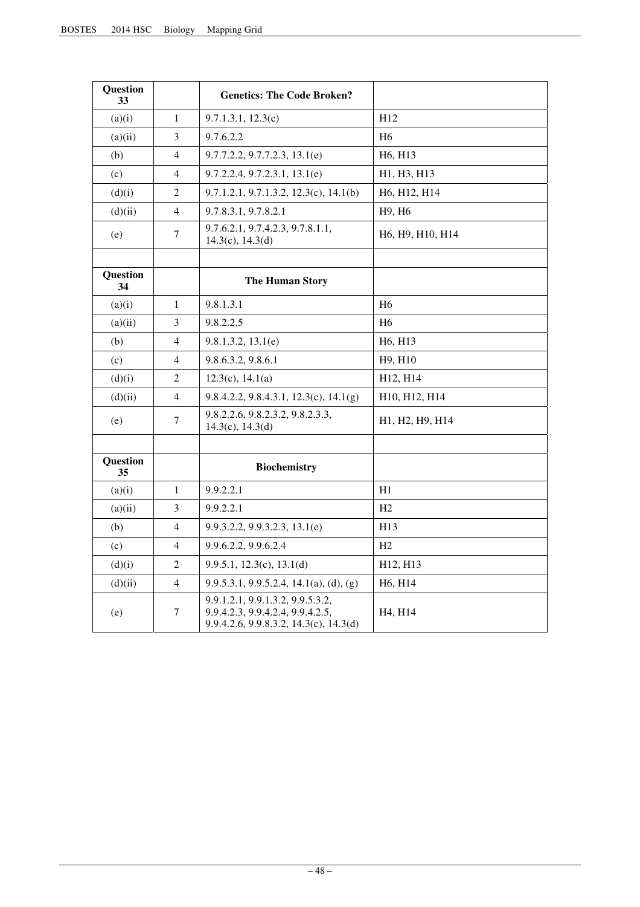| | | | |
|---|---|---|---|
| **Question 33** | | **Genetics: The Code Broken?** | |
| (a)(i) | 1 | 9.7.1.3.1, 12.3(c) | H12 |
| (a)(ii) | 3 | 9.7.6.2.2 | H6 |
| (b) | 4 | 9.7.7.2.2, 9.7.7.2.3, 13.1(e) | H6, H13 |
| (c) | 4 | 9.7.2.2.4, 9.7.2.3.1, 13.1(e) | H1, H3, H13 |
| (d)(i) | 2 | 9.7.1.2.1, 9.7.1.3.2, 12.3(c), 14.1(b) | H6, H12, H14 |
| (d)(ii) | 4 | 9.7.8.3.1, 9.7.8.2.1 | H9, H6 |
| (e) | 7 | 9.7.6.2.1, 9.7.4.2.3, 9.7.8.1.1, 14.3(c), 14.3(d) | H6, H9, H10, H14 |
| | | | |
| **Question 34** | | **The Human Story** | |
| (a)(i) | 1 | 9.8.1.3.1 | H6 |
| (a)(ii) | 3 | 9.8.2.2.5 | H6 |
| (b) | 4 | 9.8.1.3.2, 13.1(e) | H6, H13 |
| (c) | 4 | 9.8.6.3.2, 9.8.6.1 | H9, H10 |
| (d)(i) | 2 | 12.3(c), 14.1(a) | H12, H14 |
| (d)(ii) | 4 | 9.8.4.2.2, 9.8.4.3.1, 12.3(c), 14.1(g) | H10, H12, H14 |
| (e) | 7 | 9.8.2.2.6, 9.8.2.3.2, 9.8.2.3.3, 14.3(c), 14.3(d) | H1, H2, H9, H14 |
| | | | |
| **Question 35** | | **Biochemistry** | |
| (a)(i) | 1 | 9.9.2.2.1 | H1 |
| (a)(ii) | 3 | 9.9.2.2.1 | H2 |
| (b) | 4 | 9.9.3.2.2, 9.9.3.2.3, 13.1(e) | H13 |
| (c) | 4 | 9.9.6.2.2, 9.9.6.2.4 | H2 |
| (d)(i) | 2 | 9.9.5.1, 12.3(c), 13.1(d) | H12, H13 |
| (d)(ii) | 4 | 9.9.5.3.1, 9.9.5.2.4, 14.1(a), (d), (g) | H6, H14 |
| (e) | 7 | 9.9.1.2.1, 9.9.1.3.2, 9.9.5.3.2, 9.9.4.2.3, 9.9.4.2.4, 9.9.4.2.5, 9.9.4.2.6, 9.9.8.3.2, 14.3(c), 14.3(d) | H4, H14 |